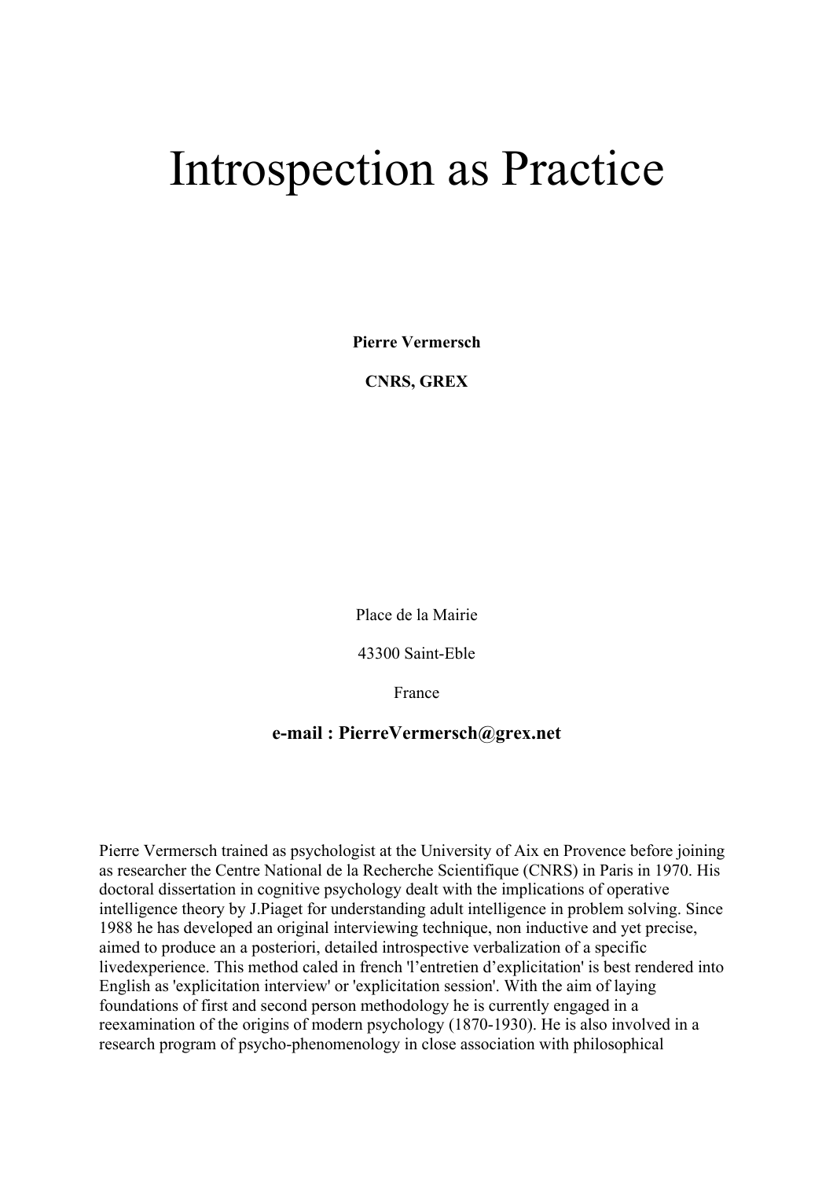# Introspection as Practice

**Pierre Vermersch**

**CNRS, GREX**

Place de la Mairie

43300 Saint-Eble

France

**e-mail : PierreVermersch@grex.net**

Pierre Vermersch trained as psychologist at the University of Aix en Provence before joining as researcher the Centre National de la Recherche Scientifique (CNRS) in Paris in 1970. His doctoral dissertation in cognitive psychology dealt with the implications of operative intelligence theory by J.Piaget for understanding adult intelligence in problem solving. Since 1988 he has developed an original interviewing technique, non inductive and yet precise, aimed to produce an a posteriori, detailed introspective verbalization of a specific livedexperience. This method caled in french 'l'entretien d'explicitation' is best rendered into English as 'explicitation interview' or 'explicitation session'. With the aim of laying foundations of first and second person methodology he is currently engaged in a reexamination of the origins of modern psychology (1870-1930). He is also involved in a research program of psycho-phenomenology in close association with philosophical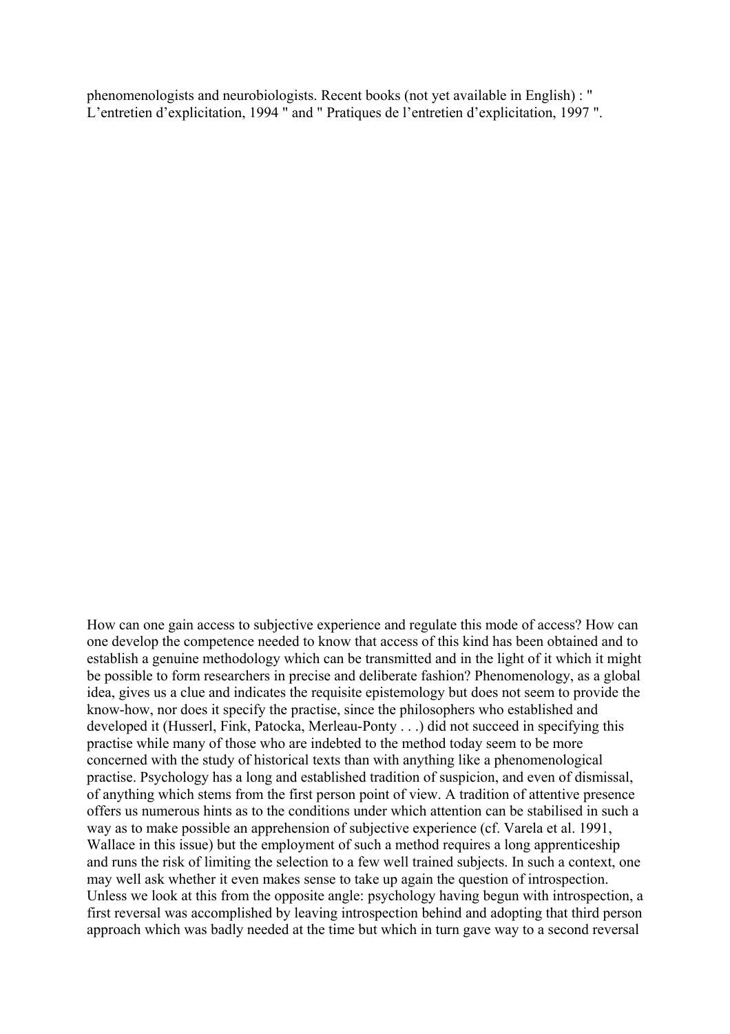phenomenologists and neurobiologists. Recent books (not yet available in English) : " L'entretien d'explicitation, 1994 " and " Pratiques de l'entretien d'explicitation, 1997 ".

How can one gain access to subjective experience and regulate this mode of access? How can one develop the competence needed to know that access of this kind has been obtained and to establish a genuine methodology which can be transmitted and in the light of it which it might be possible to form researchers in precise and deliberate fashion? Phenomenology, as a global idea, gives us a clue and indicates the requisite epistemology but does not seem to provide the know-how, nor does it specify the practise, since the philosophers who established and developed it (Husserl, Fink, Patocka, Merleau-Ponty . . .) did not succeed in specifying this practise while many of those who are indebted to the method today seem to be more concerned with the study of historical texts than with anything like a phenomenological practise. Psychology has a long and established tradition of suspicion, and even of dismissal, of anything which stems from the first person point of view. A tradition of attentive presence offers us numerous hints as to the conditions under which attention can be stabilised in such a way as to make possible an apprehension of subjective experience (cf. Varela et al. 1991, Wallace in this issue) but the employment of such a method requires a long apprenticeship and runs the risk of limiting the selection to a few well trained subjects. In such a context, one may well ask whether it even makes sense to take up again the question of introspection. Unless we look at this from the opposite angle: psychology having begun with introspection, a first reversal was accomplished by leaving introspection behind and adopting that third person approach which was badly needed at the time but which in turn gave way to a second reversal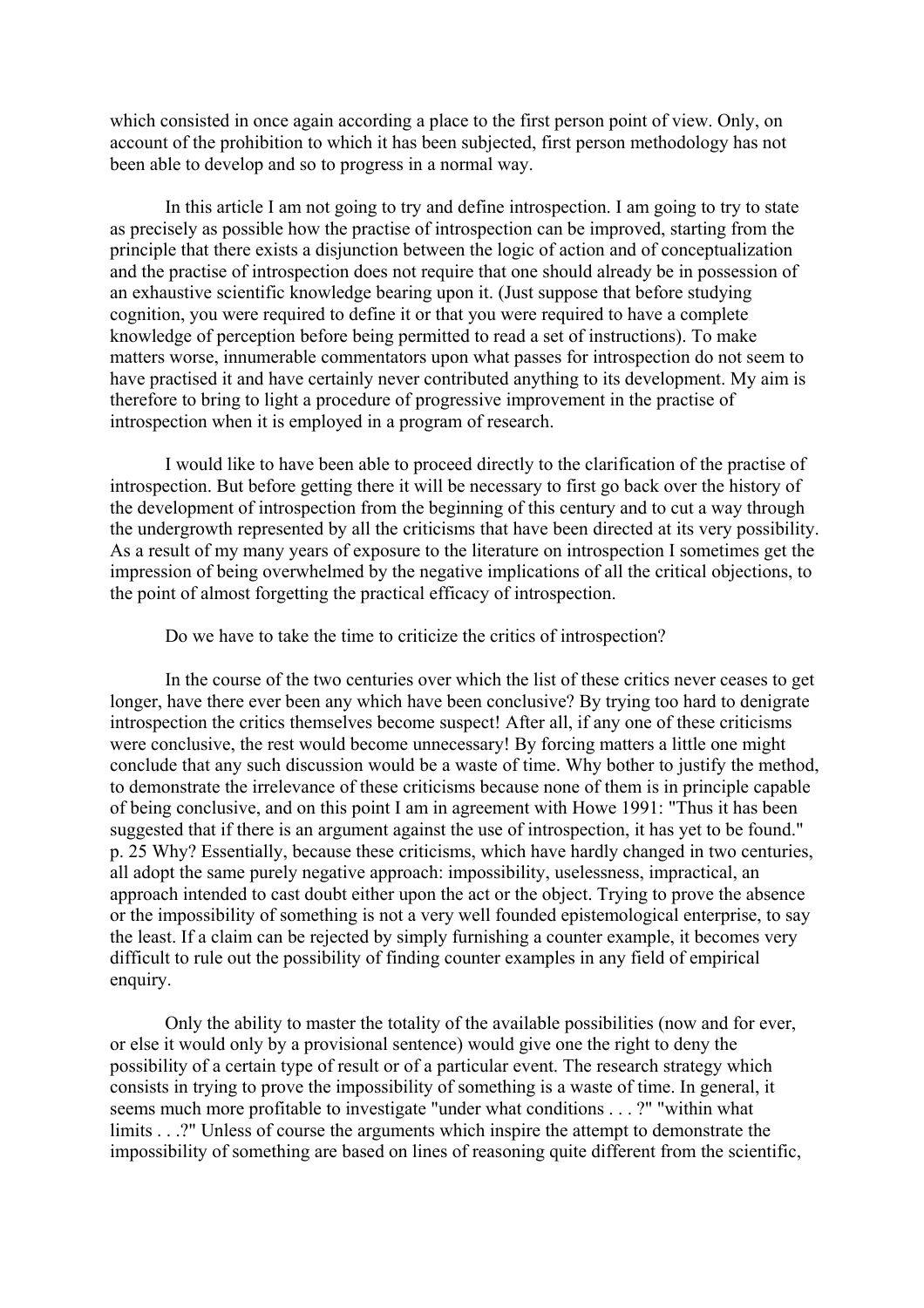which consisted in once again according a place to the first person point of view. Only, on account of the prohibition to which it has been subjected, first person methodology has not been able to develop and so to progress in a normal way.

In this article I am not going to try and define introspection. I am going to try to state as precisely as possible how the practise of introspection can be improved, starting from the principle that there exists a disjunction between the logic of action and of conceptualization and the practise of introspection does not require that one should already be in possession of an exhaustive scientific knowledge bearing upon it. (Just suppose that before studying cognition, you were required to define it or that you were required to have a complete knowledge of perception before being permitted to read a set of instructions). To make matters worse, innumerable commentators upon what passes for introspection do not seem to have practised it and have certainly never contributed anything to its development. My aim is therefore to bring to light a procedure of progressive improvement in the practise of introspection when it is employed in a program of research.

I would like to have been able to proceed directly to the clarification of the practise of introspection. But before getting there it will be necessary to first go back over the history of the development of introspection from the beginning of this century and to cut a way through the undergrowth represented by all the criticisms that have been directed at its very possibility. As a result of my many years of exposure to the literature on introspection I sometimes get the impression of being overwhelmed by the negative implications of all the critical objections, to the point of almost forgetting the practical efficacy of introspection.

Do we have to take the time to criticize the critics of introspection?

In the course of the two centuries over which the list of these critics never ceases to get longer, have there ever been any which have been conclusive? By trying too hard to denigrate introspection the critics themselves become suspect! After all, if any one of these criticisms were conclusive, the rest would become unnecessary! By forcing matters a little one might conclude that any such discussion would be a waste of time. Why bother to justify the method, to demonstrate the irrelevance of these criticisms because none of them is in principle capable of being conclusive, and on this point I am in agreement with Howe 1991: "Thus it has been suggested that if there is an argument against the use of introspection, it has yet to be found." p. 25 Why? Essentially, because these criticisms, which have hardly changed in two centuries, all adopt the same purely negative approach: impossibility, uselessness, impractical, an approach intended to cast doubt either upon the act or the object. Trying to prove the absence or the impossibility of something is not a very well founded epistemological enterprise, to say the least. If a claim can be rejected by simply furnishing a counter example, it becomes very difficult to rule out the possibility of finding counter examples in any field of empirical enquiry.

Only the ability to master the totality of the available possibilities (now and for ever, or else it would only by a provisional sentence) would give one the right to deny the possibility of a certain type of result or of a particular event. The research strategy which consists in trying to prove the impossibility of something is a waste of time. In general, it seems much more profitable to investigate "under what conditions . . . ?" "within what limits . . .?" Unless of course the arguments which inspire the attempt to demonstrate the impossibility of something are based on lines of reasoning quite different from the scientific,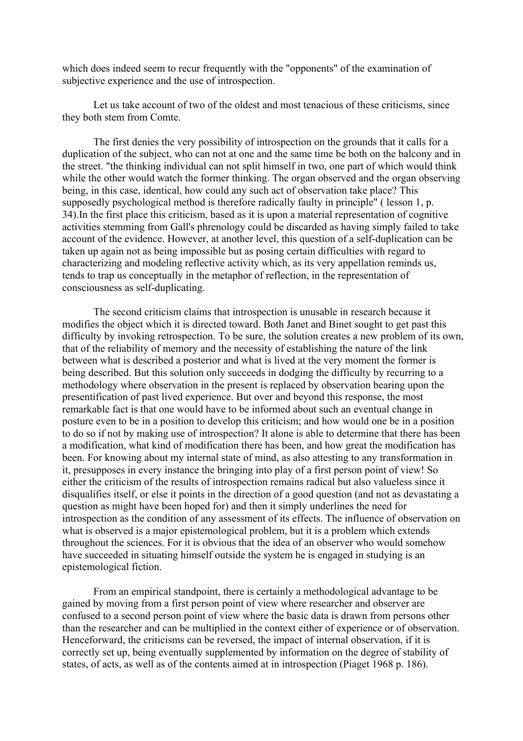which does indeed seem to recur frequently with the "opponents" of the examination of subjective experience and the use of introspection.

Let us take account of two of the oldest and most tenacious of these criticisms, since they both stem from Comte.

The first denies the very possibility of introspection on the grounds that it calls for a duplication of the subject, who can not at one and the same time be both on the balcony and in the street. "the thinking individual can not split himself in two, one part of which would think while the other would watch the former thinking. The organ observed and the organ observing being, in this case, identical, how could any such act of observation take place? This supposedly psychological method is therefore radically faulty in principle" ( lesson 1, p. 34).In the first place this criticism, based as it is upon a material representation of cognitive activities stemming from Gall's phrenology could be discarded as having simply failed to take account of the evidence. However, at another level, this question of a self-duplication can be taken up again not as being impossible but as posing certain difficulties with regard to characterizing and modeling reflective activity which, as its very appellation reminds us, tends to trap us conceptually in the metaphor of reflection, in the representation of consciousness as self-duplicating.

The second criticism claims that introspection is unusable in research because it modifies the object which it is directed toward. Both Janet and Binet sought to get past this difficulty by invoking retrospection. To be sure, the solution creates a new problem of its own, that of the reliability of memory and the necessity of establishing the nature of the link between what is described a posterior and what is lived at the very moment the former is being described. But this solution only succeeds in dodging the difficulty by recurring to a methodology where observation in the present is replaced by observation bearing upon the presentification of past lived experience. But over and beyond this response, the most remarkable fact is that one would have to be informed about such an eventual change in posture even to be in a position to develop this criticism; and how would one be in a position to do so if not by making use of introspection? It alone is able to determine that there has been a modification, what kind of modification there has been, and how great the modification has been. For knowing about my internal state of mind, as also attesting to any transformation in it, presupposes in every instance the bringing into play of a first person point of view! So either the criticism of the results of introspection remains radical but also valueless since it disqualifies itself, or else it points in the direction of a good question (and not as devastating a question as might have been hoped for) and then it simply underlines the need for introspection as the condition of any assessment of its effects. The influence of observation on what is observed is a major epistemological problem, but it is a problem which extends throughout the sciences. For it is obvious that the idea of an observer who would somehow have succeeded in situating himself outside the system he is engaged in studying is an epistemological fiction.

From an empirical standpoint, there is certainly a methodological advantage to be gained by moving from a first person point of view where researcher and observer are confused to a second person point of view where the basic data is drawn from persons other than the researcher and can be multiplied in the context either of experience or of observation. Henceforward, the criticisms can be reversed, the impact of internal observation, if it is correctly set up, being eventually supplemented by information on the degree of stability of states, of acts, as well as of the contents aimed at in introspection (Piaget 1968 p. 186).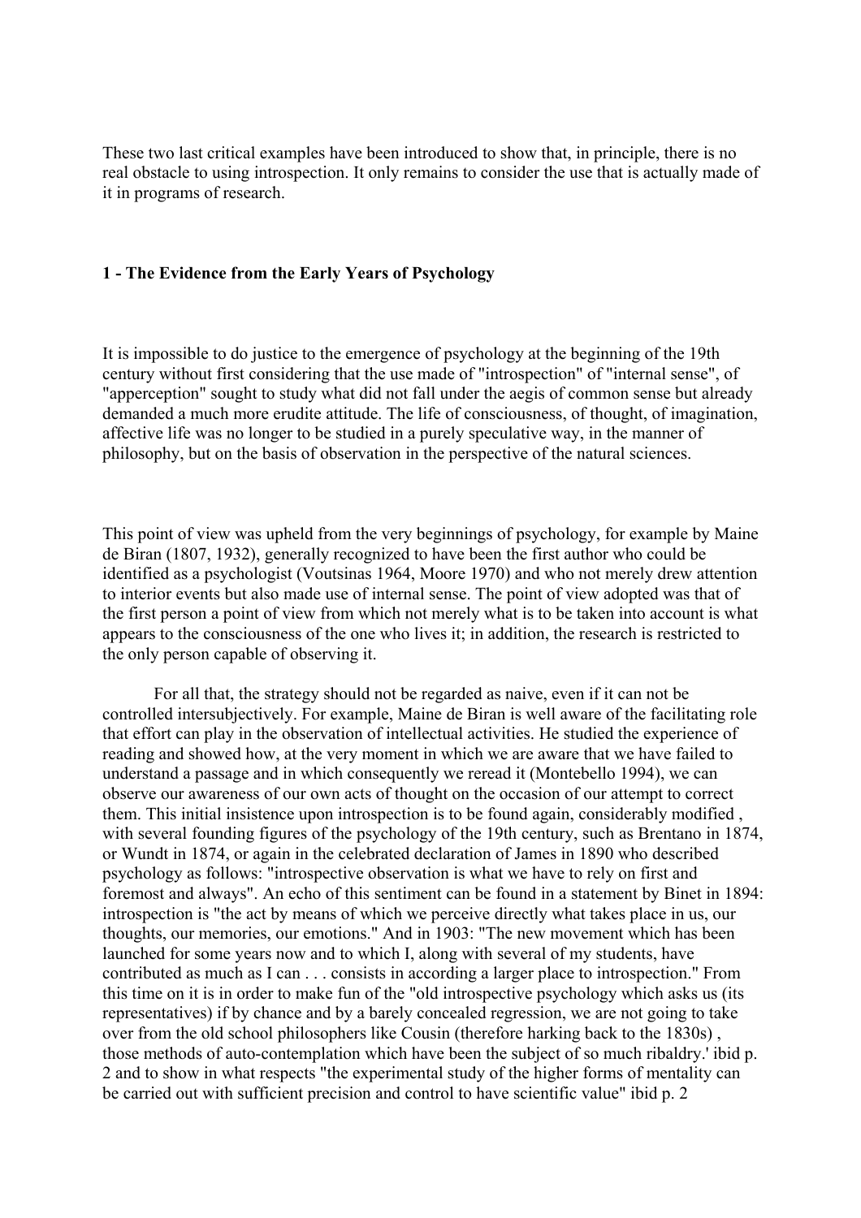These two last critical examples have been introduced to show that, in principle, there is no real obstacle to using introspection. It only remains to consider the use that is actually made of it in programs of research.

## 1 - The Evidence from the Early Years of Psychology

It is impossible to do justice to the emergence of psychology at the beginning of the 19th century without first considering that the use made of "introspection" of "internal sense", of "apperception" sought to study what did not fall under the aegis of common sense but already demanded a much more erudite attitude. The life of consciousness, of thought, of imagination, affective life was no longer to be studied in a purely speculative way, in the manner of philosophy, but on the basis of observation in the perspective of the natural sciences.

This point of view was upheld from the very beginnings of psychology, for example by Maine de Biran (1807, 1932), generally recognized to have been the first author who could be identified as a psychologist (Voutsinas 1964, Moore 1970) and who not merely drew attention to interior events but also made use of internal sense. The point of view adopted was that of the first person a point of view from which not merely what is to be taken into account is what appears to the consciousness of the one who lives it; in addition, the research is restricted to the only person capable of observing it.

For all that, the strategy should not be regarded as naive, even if it can not be controlled intersubjectively. For example, Maine de Biran is well aware of the facilitating role that effort can play in the observation of intellectual activities. He studied the experience of reading and showed how, at the very moment in which we are aware that we have failed to understand a passage and in which consequently we reread it (Montebello 1994), we can observe our awareness of our own acts of thought on the occasion of our attempt to correct them. This initial insistence upon introspection is to be found again, considerably modified , with several founding figures of the psychology of the 19th century, such as Brentano in 1874, or Wundt in 1874, or again in the celebrated declaration of James in 1890 who described psychology as follows: "introspective observation is what we have to rely on first and foremost and always". An echo of this sentiment can be found in a statement by Binet in 1894: introspection is "the act by means of which we perceive directly what takes place in us, our thoughts, our memories, our emotions." And in 1903: "The new movement which has been launched for some years now and to which I, along with several of my students, have contributed as much as I can . . . consists in according a larger place to introspection." From this time on it is in order to make fun of the "old introspective psychology which asks us (its representatives) if by chance and by a barely concealed regression, we are not going to take over from the old school philosophers like Cousin (therefore harking back to the 1830s) , those methods of auto-contemplation which have been the subject of so much ribaldry.' ibid p. 2 and to show in what respects "the experimental study of the higher forms of mentality can be carried out with sufficient precision and control to have scientific value" ibid p. 2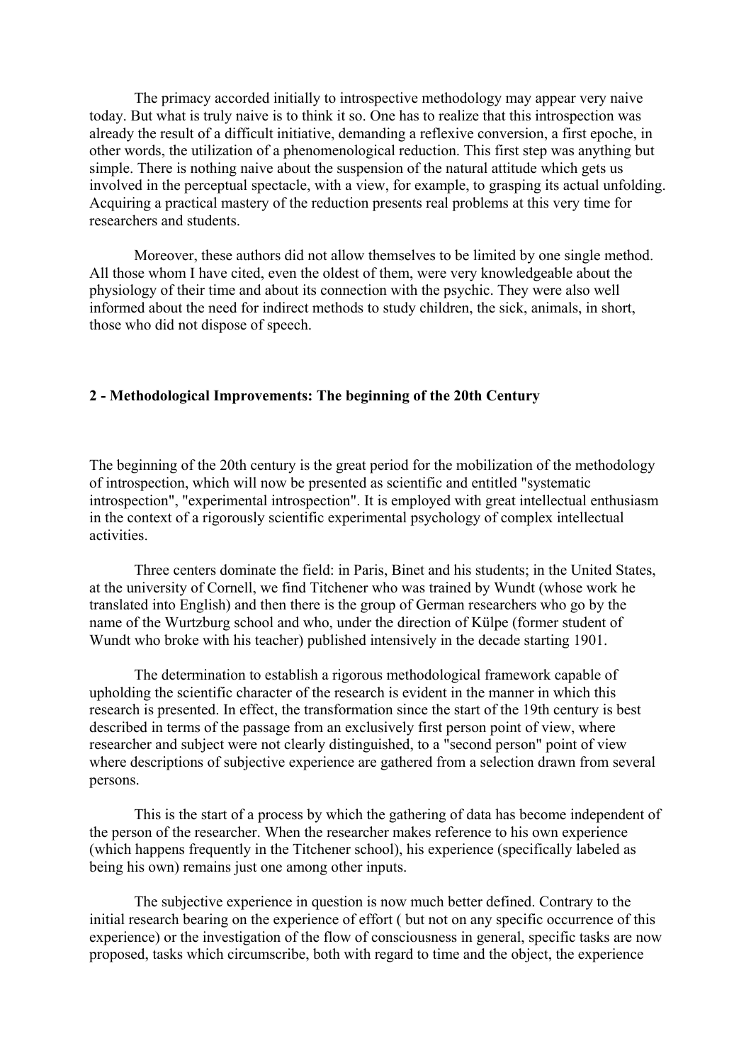The primacy accorded initially to introspective methodology may appear very naive today. But what is truly naive is to think it so. One has to realize that this introspection was already the result of a difficult initiative, demanding a reflexive conversion, a first epoche, in other words, the utilization of a phenomenological reduction. This first step was anything but simple. There is nothing naive about the suspension of the natural attitude which gets us involved in the perceptual spectacle, with a view, for example, to grasping its actual unfolding. Acquiring a practical mastery of the reduction presents real problems at this very time for researchers and students.

Moreover, these authors did not allow themselves to be limited by one single method. All those whom I have cited, even the oldest of them, were very knowledgeable about the physiology of their time and about its connection with the psychic. They were also well informed about the need for indirect methods to study children, the sick, animals, in short, those who did not dispose of speech.

## 2 - Methodological Improvements: The beginning of the 20th Century

The beginning of the 20th century is the great period for the mobilization of the methodology of introspection, which will now be presented as scientific and entitled "systematic introspection", "experimental introspection". It is employed with great intellectual enthusiasm in the context of a rigorously scientific experimental psychology of complex intellectual activities.

Three centers dominate the field: in Paris, Binet and his students; in the United States, at the university of Cornell, we find Titchener who was trained by Wundt (whose work he translated into English) and then there is the group of German researchers who go by the name of the Wurtzburg school and who, under the direction of Külpe (former student of Wundt who broke with his teacher) published intensively in the decade starting 1901.

The determination to establish a rigorous methodological framework capable of upholding the scientific character of the research is evident in the manner in which this research is presented. In effect, the transformation since the start of the 19th century is best described in terms of the passage from an exclusively first person point of view, where researcher and subject were not clearly distinguished, to a "second person" point of view where descriptions of subjective experience are gathered from a selection drawn from several persons.

This is the start of a process by which the gathering of data has become independent of the person of the researcher. When the researcher makes reference to his own experience (which happens frequently in the Titchener school), his experience (specifically labeled as being his own) remains just one among other inputs.

The subjective experience in question is now much better defined. Contrary to the initial research bearing on the experience of effort ( but not on any specific occurrence of this experience) or the investigation of the flow of consciousness in general, specific tasks are now proposed, tasks which circumscribe, both with regard to time and the object, the experience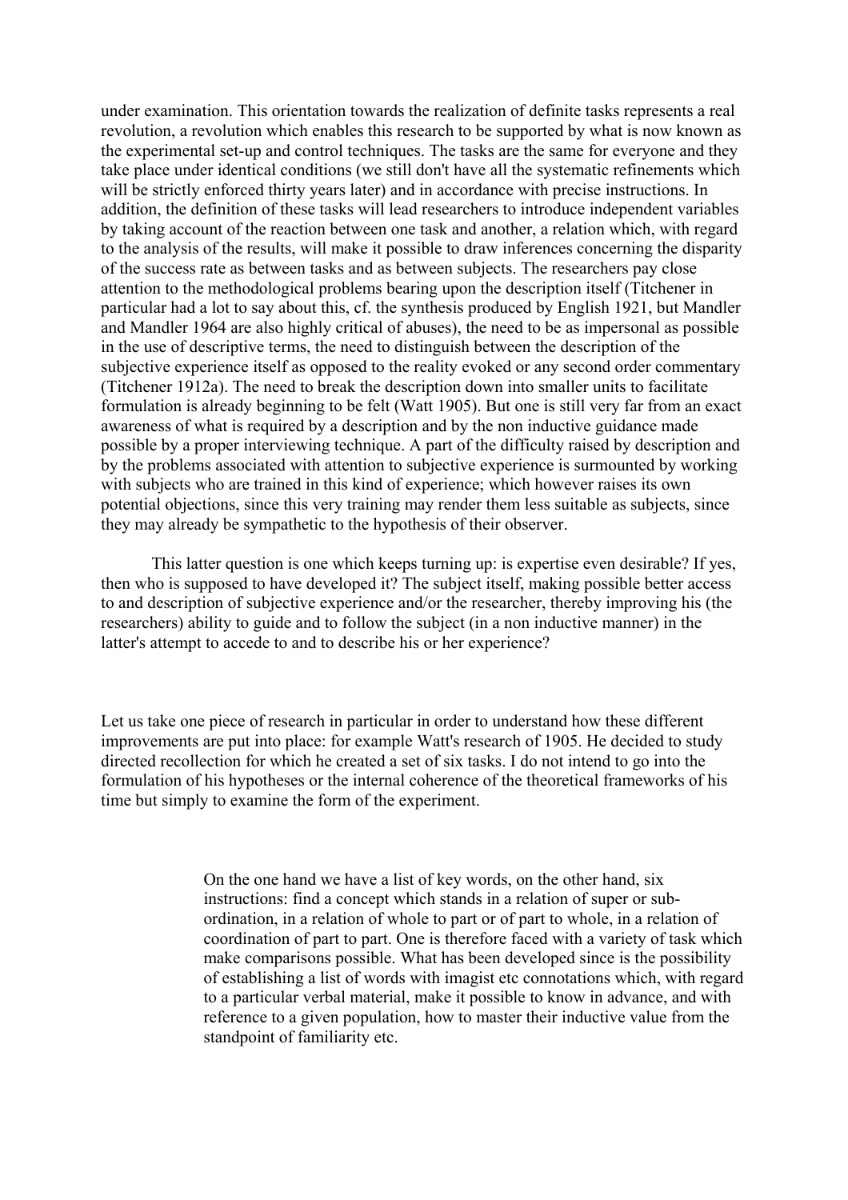under examination. This orientation towards the realization of definite tasks represents a real revolution, a revolution which enables this research to be supported by what is now known as the experimental set-up and control techniques. The tasks are the same for everyone and they take place under identical conditions (we still don't have all the systematic refinements which will be strictly enforced thirty years later) and in accordance with precise instructions. In addition, the definition of these tasks will lead researchers to introduce independent variables by taking account of the reaction between one task and another, a relation which, with regard to the analysis of the results, will make it possible to draw inferences concerning the disparity of the success rate as between tasks and as between subjects. The researchers pay close attention to the methodological problems bearing upon the description itself (Titchener in particular had a lot to say about this, cf. the synthesis produced by English 1921, but Mandler and Mandler 1964 are also highly critical of abuses), the need to be as impersonal as possible in the use of descriptive terms, the need to distinguish between the description of the subjective experience itself as opposed to the reality evoked or any second order commentary (Titchener 1912a). The need to break the description down into smaller units to facilitate formulation is already beginning to be felt (Watt 1905). But one is still very far from an exact awareness of what is required by a description and by the non inductive guidance made possible by a proper interviewing technique. A part of the difficulty raised by description and by the problems associated with attention to subjective experience is surmounted by working with subjects who are trained in this kind of experience; which however raises its own potential objections, since this very training may render them less suitable as subjects, since they may already be sympathetic to the hypothesis of their observer.

This latter question is one which keeps turning up: is expertise even desirable? If yes, then who is supposed to have developed it? The subject itself, making possible better access to and description of subjective experience and/or the researcher, thereby improving his (the researchers) ability to guide and to follow the subject (in a non inductive manner) in the latter's attempt to accede to and to describe his or her experience?

Let us take one piece of research in particular in order to understand how these different improvements are put into place: for example Watt's research of 1905. He decided to study directed recollection for which he created a set of six tasks. I do not intend to go into the formulation of his hypotheses or the internal coherence of the theoretical frameworks of his time but simply to examine the form of the experiment.

> On the one hand we have a list of key words, on the other hand, six instructions: find a concept which stands in a relation of super or sub-ordination, in a relation of whole to part or of part to whole, in a relation of coordination of part to part. One is therefore faced with a variety of task which make comparisons possible. What has been developed since is the possibility of establishing a list of words with imagist etc connotations which, with regard to a particular verbal material, make it possible to know in advance, and with reference to a given population, how to master their inductive value from the standpoint of familiarity etc.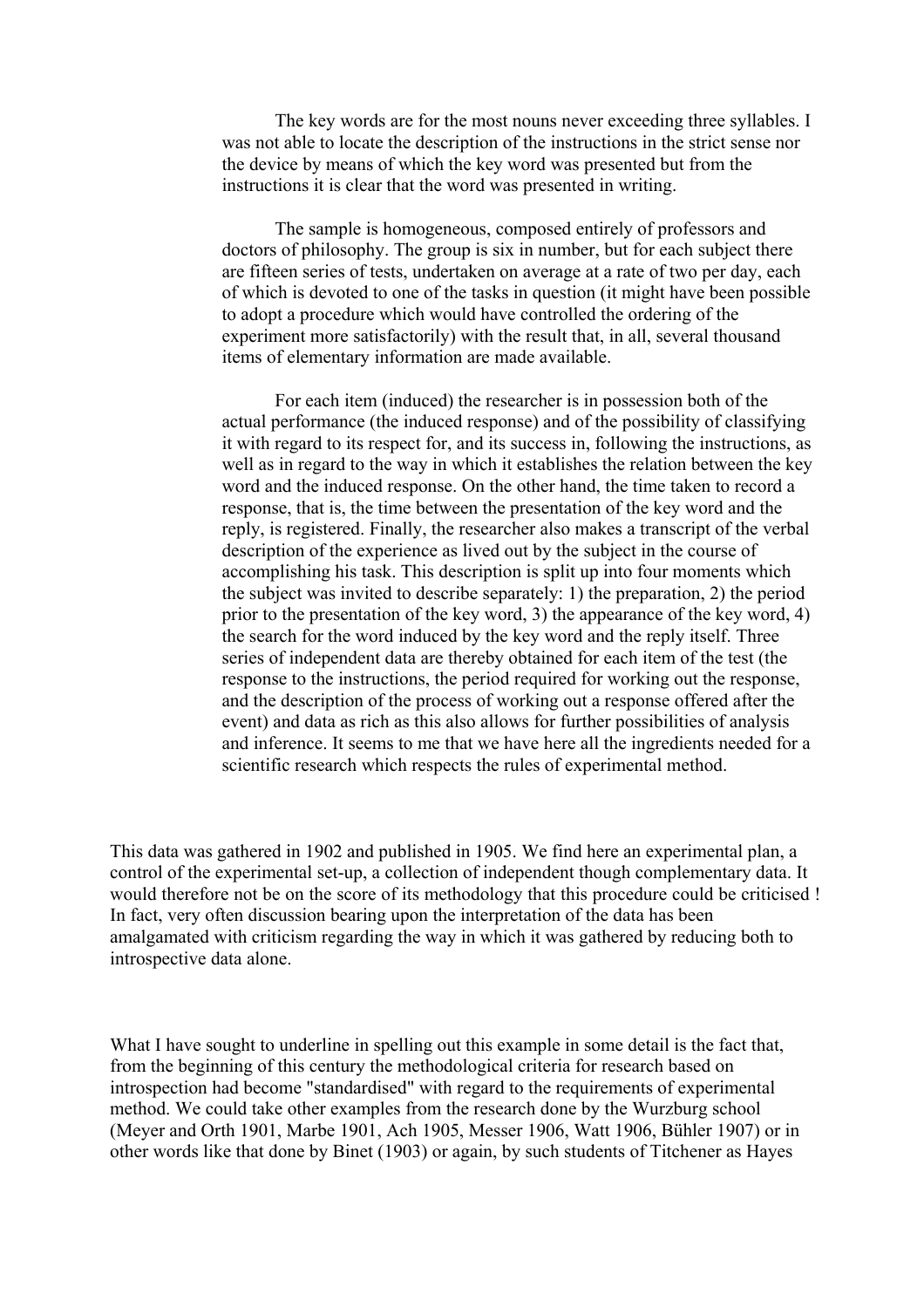The key words are for the most nouns never exceeding three syllables. I was not able to locate the description of the instructions in the strict sense nor the device by means of which the key word was presented but from the instructions it is clear that the word was presented in writing.

The sample is homogeneous, composed entirely of professors and doctors of philosophy. The group is six in number, but for each subject there are fifteen series of tests, undertaken on average at a rate of two per day, each of which is devoted to one of the tasks in question (it might have been possible to adopt a procedure which would have controlled the ordering of the experiment more satisfactorily) with the result that, in all, several thousand items of elementary information are made available.

For each item (induced) the researcher is in possession both of the actual performance (the induced response) and of the possibility of classifying it with regard to its respect for, and its success in, following the instructions, as well as in regard to the way in which it establishes the relation between the key word and the induced response. On the other hand, the time taken to record a response, that is, the time between the presentation of the key word and the reply, is registered. Finally, the researcher also makes a transcript of the verbal description of the experience as lived out by the subject in the course of accomplishing his task. This description is split up into four moments which the subject was invited to describe separately: 1) the preparation, 2) the period prior to the presentation of the key word, 3) the appearance of the key word, 4) the search for the word induced by the key word and the reply itself. Three series of independent data are thereby obtained for each item of the test (the response to the instructions, the period required for working out the response, and the description of the process of working out a response offered after the event) and data as rich as this also allows for further possibilities of analysis and inference. It seems to me that we have here all the ingredients needed for a scientific research which respects the rules of experimental method.

This data was gathered in 1902 and published in 1905. We find here an experimental plan, a control of the experimental set-up, a collection of independent though complementary data. It would therefore not be on the score of its methodology that this procedure could be criticised ! In fact, very often discussion bearing upon the interpretation of the data has been amalgamated with criticism regarding the way in which it was gathered by reducing both to introspective data alone.

What I have sought to underline in spelling out this example in some detail is the fact that, from the beginning of this century the methodological criteria for research based on introspection had become "standardised" with regard to the requirements of experimental method. We could take other examples from the research done by the Wurzburg school (Meyer and Orth 1901, Marbe 1901, Ach 1905, Messer 1906, Watt 1906, Bühler 1907) or in other words like that done by Binet (1903) or again, by such students of Titchener as Hayes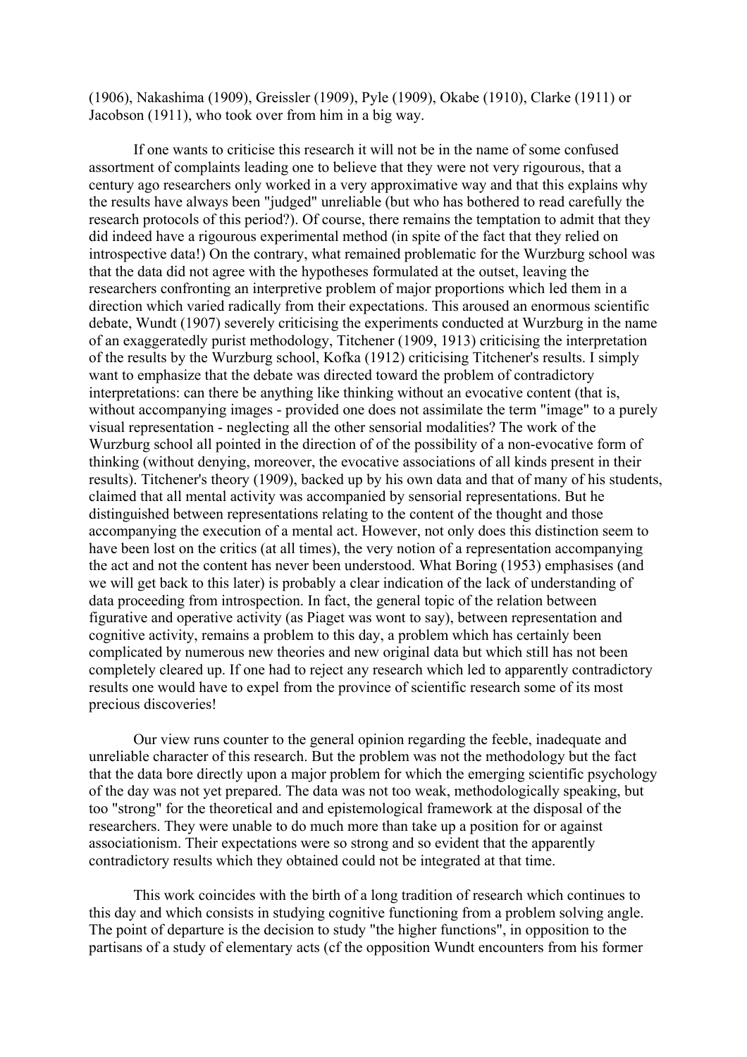(1906), Nakashima (1909), Greissler (1909), Pyle (1909), Okabe (1910), Clarke (1911) or Jacobson (1911), who took over from him in a big way.

If one wants to criticise this research it will not be in the name of some confused assortment of complaints leading one to believe that they were not very rigourous, that a century ago researchers only worked in a very approximative way and that this explains why the results have always been "judged" unreliable (but who has bothered to read carefully the research protocols of this period?). Of course, there remains the temptation to admit that they did indeed have a rigourous experimental method (in spite of the fact that they relied on introspective data!) On the contrary, what remained problematic for the Wurzburg school was that the data did not agree with the hypotheses formulated at the outset, leaving the researchers confronting an interpretive problem of major proportions which led them in a direction which varied radically from their expectations. This aroused an enormous scientific debate, Wundt (1907) severely criticising the experiments conducted at Wurzburg in the name of an exaggeratedly purist methodology, Titchener (1909, 1913) criticising the interpretation of the results by the Wurzburg school, Kofka (1912) criticising Titchener's results. I simply want to emphasize that the debate was directed toward the problem of contradictory interpretations: can there be anything like thinking without an evocative content (that is, without accompanying images - provided one does not assimilate the term "image" to a purely visual representation - neglecting all the other sensorial modalities? The work of the Wurzburg school all pointed in the direction of of the possibility of a non-evocative form of thinking (without denying, moreover, the evocative associations of all kinds present in their results). Titchener's theory (1909), backed up by his own data and that of many of his students, claimed that all mental activity was accompanied by sensorial representations. But he distinguished between representations relating to the content of the thought and those accompanying the execution of a mental act. However, not only does this distinction seem to have been lost on the critics (at all times), the very notion of a representation accompanying the act and not the content has never been understood. What Boring (1953) emphasises (and we will get back to this later) is probably a clear indication of the lack of understanding of data proceeding from introspection. In fact, the general topic of the relation between figurative and operative activity (as Piaget was wont to say), between representation and cognitive activity, remains a problem to this day, a problem which has certainly been complicated by numerous new theories and new original data but which still has not been completely cleared up. If one had to reject any research which led to apparently contradictory results one would have to expel from the province of scientific research some of its most precious discoveries!

Our view runs counter to the general opinion regarding the feeble, inadequate and unreliable character of this research. But the problem was not the methodology but the fact that the data bore directly upon a major problem for which the emerging scientific psychology of the day was not yet prepared. The data was not too weak, methodologically speaking, but too "strong" for the theoretical and and epistemological framework at the disposal of the researchers. They were unable to do much more than take up a position for or against associationism. Their expectations were so strong and so evident that the apparently contradictory results which they obtained could not be integrated at that time.

This work coincides with the birth of a long tradition of research which continues to this day and which consists in studying cognitive functioning from a problem solving angle. The point of departure is the decision to study "the higher functions", in opposition to the partisans of a study of elementary acts (cf the opposition Wundt encounters from his former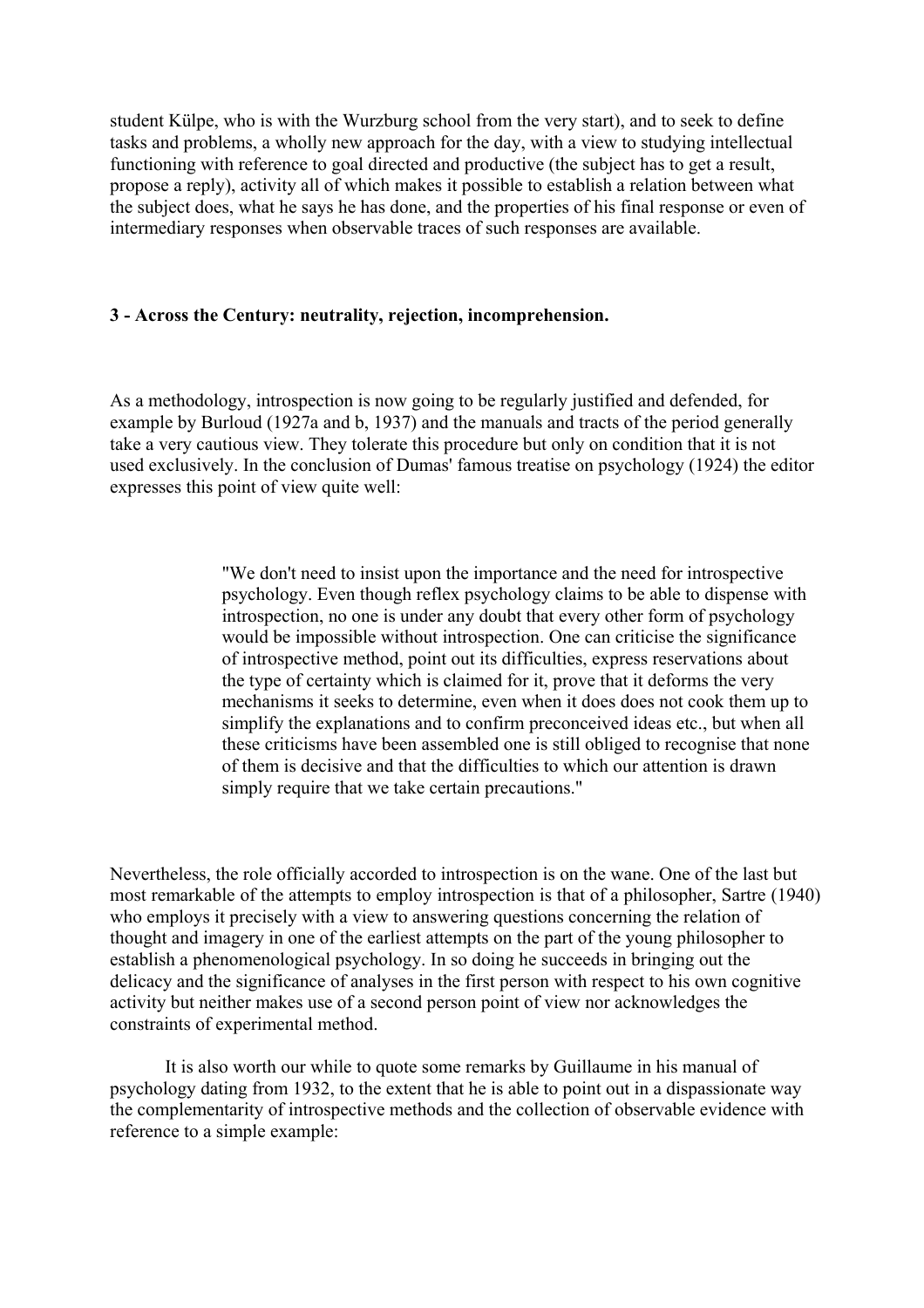student Külpe, who is with the Wurzburg school from the very start), and to seek to define tasks and problems, a wholly new approach for the day, with a view to studying intellectual functioning with reference to goal directed and productive (the subject has to get a result, propose a reply), activity all of which makes it possible to establish a relation between what the subject does, what he says he has done, and the properties of his final response or even of intermediary responses when observable traces of such responses are available.

### 3 - Across the Century: neutrality, rejection, incomprehension.

As a methodology, introspection is now going to be regularly justified and defended, for example by Burloud (1927a and b, 1937) and the manuals and tracts of the period generally take a very cautious view. They tolerate this procedure but only on condition that it is not used exclusively. In the conclusion of Dumas' famous treatise on psychology (1924) the editor expresses this point of view quite well:

> "We don't need to insist upon the importance and the need for introspective psychology. Even though reflex psychology claims to be able to dispense with introspection, no one is under any doubt that every other form of psychology would be impossible without introspection. One can criticise the significance of introspective method, point out its difficulties, express reservations about the type of certainty which is claimed for it, prove that it deforms the very mechanisms it seeks to determine, even when it does does not cook them up to simplify the explanations and to confirm preconceived ideas etc., but when all these criticisms have been assembled one is still obliged to recognise that none of them is decisive and that the difficulties to which our attention is drawn simply require that we take certain precautions."

Nevertheless, the role officially accorded to introspection is on the wane. One of the last but most remarkable of the attempts to employ introspection is that of a philosopher, Sartre (1940) who employs it precisely with a view to answering questions concerning the relation of thought and imagery in one of the earliest attempts on the part of the young philosopher to establish a phenomenological psychology. In so doing he succeeds in bringing out the delicacy and the significance of analyses in the first person with respect to his own cognitive activity but neither makes use of a second person point of view nor acknowledges the constraints of experimental method.

It is also worth our while to quote some remarks by Guillaume in his manual of psychology dating from 1932, to the extent that he is able to point out in a dispassionate way the complementarity of introspective methods and the collection of observable evidence with reference to a simple example: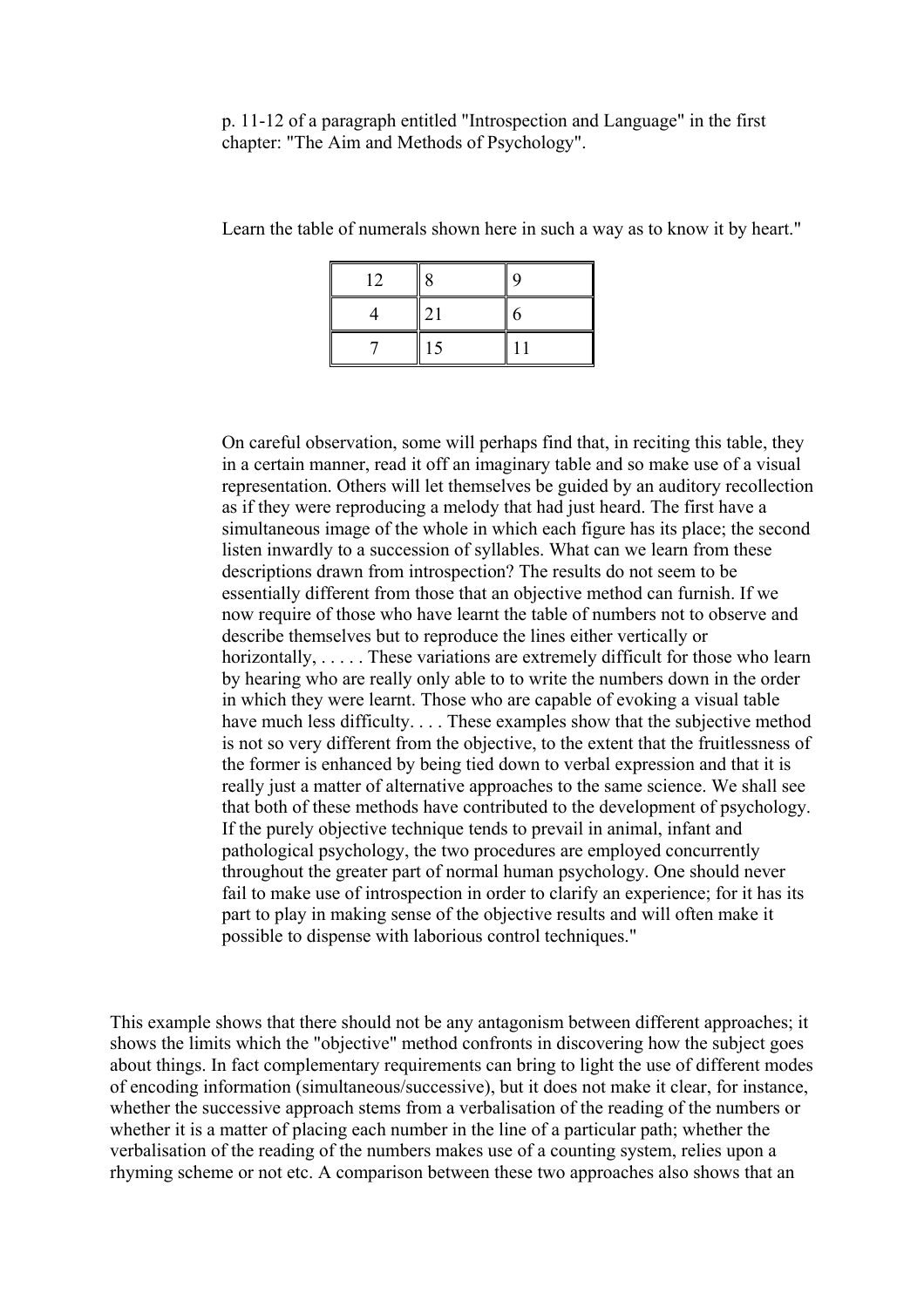p. 11-12 of a paragraph entitled "Introspection and Language" in the first chapter: "The Aim and Methods of Psychology".

Learn the table of numerals shown here in such a way as to know it by heart."

| 12 | 8 | 9 |
|---|---|---|
| 4 | 21 | 6 |
| 7 | 15 | 11 |

On careful observation, some will perhaps find that, in reciting this table, they in a certain manner, read it off an imaginary table and so make use of a visual representation. Others will let themselves be guided by an auditory recollection as if they were reproducing a melody that had just heard. The first have a simultaneous image of the whole in which each figure has its place; the second listen inwardly to a succession of syllables. What can we learn from these descriptions drawn from introspection? The results do not seem to be essentially different from those that an objective method can furnish. If we now require of those who have learnt the table of numbers not to observe and describe themselves but to reproduce the lines either vertically or horizontally, . . . . . These variations are extremely difficult for those who learn by hearing who are really only able to to write the numbers down in the order in which they were learnt. Those who are capable of evoking a visual table have much less difficulty. . . . These examples show that the subjective method is not so very different from the objective, to the extent that the fruitlessness of the former is enhanced by being tied down to verbal expression and that it is really just a matter of alternative approaches to the same science. We shall see that both of these methods have contributed to the development of psychology. If the purely objective technique tends to prevail in animal, infant and pathological psychology, the two procedures are employed concurrently throughout the greater part of normal human psychology. One should never fail to make use of introspection in order to clarify an experience; for it has its part to play in making sense of the objective results and will often make it possible to dispense with laborious control techniques."

This example shows that there should not be any antagonism between different approaches; it shows the limits which the "objective" method confronts in discovering how the subject goes about things. In fact complementary requirements can bring to light the use of different modes of encoding information (simultaneous/successive), but it does not make it clear, for instance, whether the successive approach stems from a verbalisation of the reading of the numbers or whether it is a matter of placing each number in the line of a particular path; whether the verbalisation of the reading of the numbers makes use of a counting system, relies upon a rhyming scheme or not etc. A comparison between these two approaches also shows that an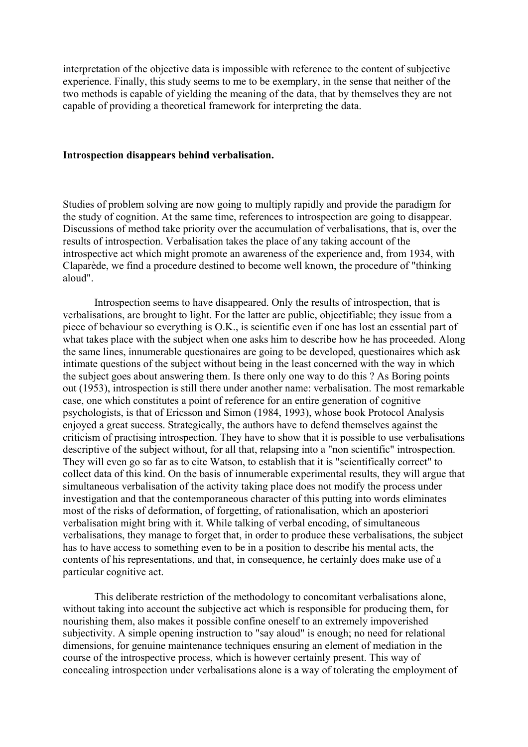interpretation of the objective data is impossible with reference to the content of subjective experience. Finally, this study seems to me to be exemplary, in the sense that neither of the two methods is capable of yielding the meaning of the data, that by themselves they are not capable of providing a theoretical framework for interpreting the data.

**Introspection disappears behind verbalisation.**

Studies of problem solving are now going to multiply rapidly and provide the paradigm for the study of cognition. At the same time, references to introspection are going to disappear. Discussions of method take priority over the accumulation of verbalisations, that is, over the results of introspection. Verbalisation takes the place of any taking account of the introspective act which might promote an awareness of the experience and, from 1934, with Claparède, we find a procedure destined to become well known, the procedure of "thinking aloud".

Introspection seems to have disappeared. Only the results of introspection, that is verbalisations, are brought to light. For the latter are public, objectifiable; they issue from a piece of behaviour so everything is O.K., is scientific even if one has lost an essential part of what takes place with the subject when one asks him to describe how he has proceeded. Along the same lines, innumerable questionaires are going to be developed, questionaires which ask intimate questions of the subject without being in the least concerned with the way in which the subject goes about answering them. Is there only one way to do this ? As Boring points out (1953), introspection is still there under another name: verbalisation. The most remarkable case, one which constitutes a point of reference for an entire generation of cognitive psychologists, is that of Ericsson and Simon (1984, 1993), whose book Protocol Analysis enjoyed a great success. Strategically, the authors have to defend themselves against the criticism of practising introspection. They have to show that it is possible to use verbalisations descriptive of the subject without, for all that, relapsing into a "non scientific" introspection. They will even go so far as to cite Watson, to establish that it is "scientifically correct" to collect data of this kind. On the basis of innumerable experimental results, they will argue that simultaneous verbalisation of the activity taking place does not modify the process under investigation and that the contemporaneous character of this putting into words eliminates most of the risks of deformation, of forgetting, of rationalisation, which an aposteriori verbalisation might bring with it. While talking of verbal encoding, of simultaneous verbalisations, they manage to forget that, in order to produce these verbalisations, the subject has to have access to something even to be in a position to describe his mental acts, the contents of his representations, and that, in consequence, he certainly does make use of a particular cognitive act.

This deliberate restriction of the methodology to concomitant verbalisations alone, without taking into account the subjective act which is responsible for producing them, for nourishing them, also makes it possible confine oneself to an extremely impoverished subjectivity. A simple opening instruction to "say aloud" is enough; no need for relational dimensions, for genuine maintenance techniques ensuring an element of mediation in the course of the introspective process, which is however certainly present. This way of concealing introspection under verbalisations alone is a way of tolerating the employment of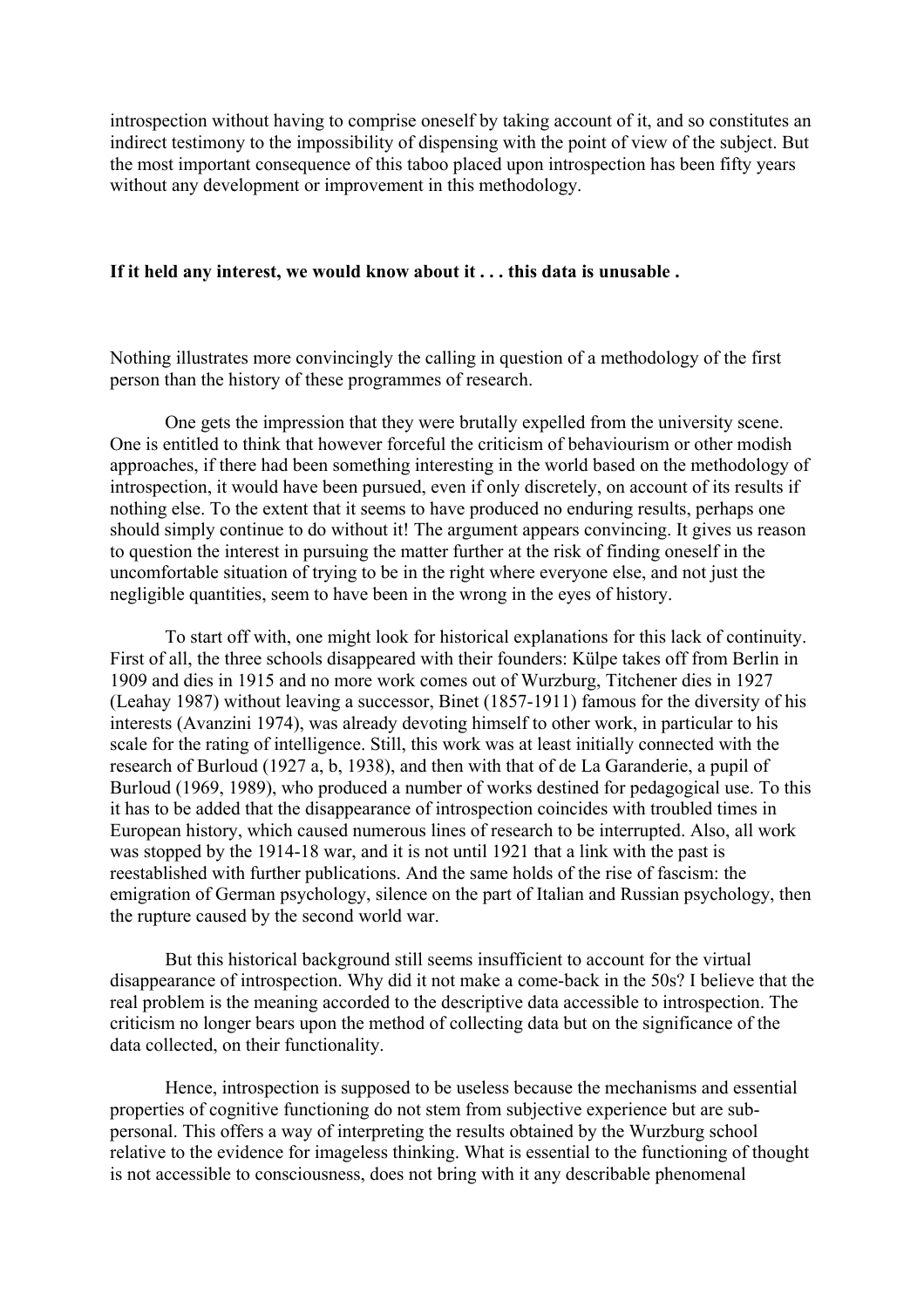introspection without having to comprise oneself by taking account of it, and so constitutes an indirect testimony to the impossibility of dispensing with the point of view of the subject. But the most important consequence of this taboo placed upon introspection has been fifty years without any development or improvement in this methodology.

**If it held any interest, we would know about it . . . this data is unusable .**

Nothing illustrates more convincingly the calling in question of a methodology of the first person than the history of these programmes of research.

One gets the impression that they were brutally expelled from the university scene. One is entitled to think that however forceful the criticism of behaviourism or other modish approaches, if there had been something interesting in the world based on the methodology of introspection, it would have been pursued, even if only discretely, on account of its results if nothing else. To the extent that it seems to have produced no enduring results, perhaps one should simply continue to do without it! The argument appears convincing. It gives us reason to question the interest in pursuing the matter further at the risk of finding oneself in the uncomfortable situation of trying to be in the right where everyone else, and not just the negligible quantities, seem to have been in the wrong in the eyes of history.

To start off with, one might look for historical explanations for this lack of continuity. First of all, the three schools disappeared with their founders: Külpe takes off from Berlin in 1909 and dies in 1915 and no more work comes out of Wurzburg, Titchener dies in 1927 (Leahay 1987) without leaving a successor, Binet (1857-1911) famous for the diversity of his interests (Avanzini 1974), was already devoting himself to other work, in particular to his scale for the rating of intelligence. Still, this work was at least initially connected with the research of Burloud (1927 a, b, 1938), and then with that of de La Garanderie, a pupil of Burloud (1969, 1989), who produced a number of works destined for pedagogical use. To this it has to be added that the disappearance of introspection coincides with troubled times in European history, which caused numerous lines of research to be interrupted. Also, all work was stopped by the 1914-18 war, and it is not until 1921 that a link with the past is reestablished with further publications. And the same holds of the rise of fascism: the emigration of German psychology, silence on the part of Italian and Russian psychology, then the rupture caused by the second world war.

But this historical background still seems insufficient to account for the virtual disappearance of introspection. Why did it not make a come-back in the 50s? I believe that the real problem is the meaning accorded to the descriptive data accessible to introspection. The criticism no longer bears upon the method of collecting data but on the significance of the data collected, on their functionality.

Hence, introspection is supposed to be useless because the mechanisms and essential properties of cognitive functioning do not stem from subjective experience but are sub-personal. This offers a way of interpreting the results obtained by the Wurzburg school relative to the evidence for imageless thinking. What is essential to the functioning of thought is not accessible to consciousness, does not bring with it any describable phenomenal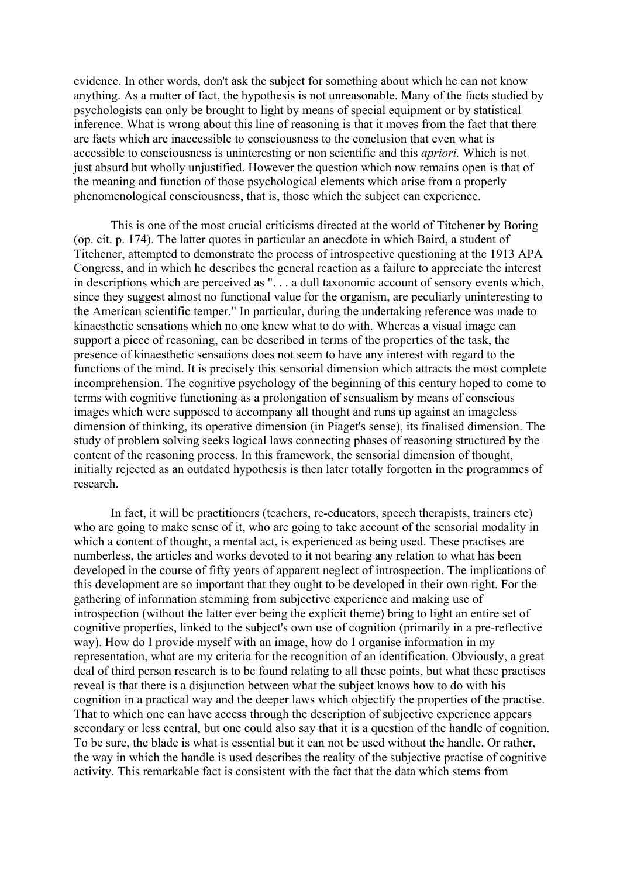evidence. In other words, don't ask the subject for something about which he can not know anything. As a matter of fact, the hypothesis is not unreasonable. Many of the facts studied by psychologists can only be brought to light by means of special equipment or by statistical inference. What is wrong about this line of reasoning is that it moves from the fact that there are facts which are inaccessible to consciousness to the conclusion that even what is accessible to consciousness is uninteresting or non scientific and this *apriori.* Which is not just absurd but wholly unjustified. However the question which now remains open is that of the meaning and function of those psychological elements which arise from a properly phenomenological consciousness, that is, those which the subject can experience.

This is one of the most crucial criticisms directed at the world of Titchener by Boring (op. cit. p. 174). The latter quotes in particular an anecdote in which Baird, a student of Titchener, attempted to demonstrate the process of introspective questioning at the 1913 APA Congress, and in which he describes the general reaction as a failure to appreciate the interest in descriptions which are perceived as ". . . a dull taxonomic account of sensory events which, since they suggest almost no functional value for the organism, are peculiarly uninteresting to the American scientific temper." In particular, during the undertaking reference was made to kinaesthetic sensations which no one knew what to do with. Whereas a visual image can support a piece of reasoning, can be described in terms of the properties of the task, the presence of kinaesthetic sensations does not seem to have any interest with regard to the functions of the mind. It is precisely this sensorial dimension which attracts the most complete incomprehension. The cognitive psychology of the beginning of this century hoped to come to terms with cognitive functioning as a prolongation of sensualism by means of conscious images which were supposed to accompany all thought and runs up against an imageless dimension of thinking, its operative dimension (in Piaget's sense), its finalised dimension. The study of problem solving seeks logical laws connecting phases of reasoning structured by the content of the reasoning process. In this framework, the sensorial dimension of thought, initially rejected as an outdated hypothesis is then later totally forgotten in the programmes of research.

In fact, it will be practitioners (teachers, re-educators, speech therapists, trainers etc) who are going to make sense of it, who are going to take account of the sensorial modality in which a content of thought, a mental act, is experienced as being used. These practises are numberless, the articles and works devoted to it not bearing any relation to what has been developed in the course of fifty years of apparent neglect of introspection. The implications of this development are so important that they ought to be developed in their own right. For the gathering of information stemming from subjective experience and making use of introspection (without the latter ever being the explicit theme) bring to light an entire set of cognitive properties, linked to the subject's own use of cognition (primarily in a pre-reflective way). How do I provide myself with an image, how do I organise information in my representation, what are my criteria for the recognition of an identification. Obviously, a great deal of third person research is to be found relating to all these points, but what these practises reveal is that there is a disjunction between what the subject knows how to do with his cognition in a practical way and the deeper laws which objectify the properties of the practise. That to which one can have access through the description of subjective experience appears secondary or less central, but one could also say that it is a question of the handle of cognition. To be sure, the blade is what is essential but it can not be used without the handle. Or rather, the way in which the handle is used describes the reality of the subjective practise of cognitive activity. This remarkable fact is consistent with the fact that the data which stems from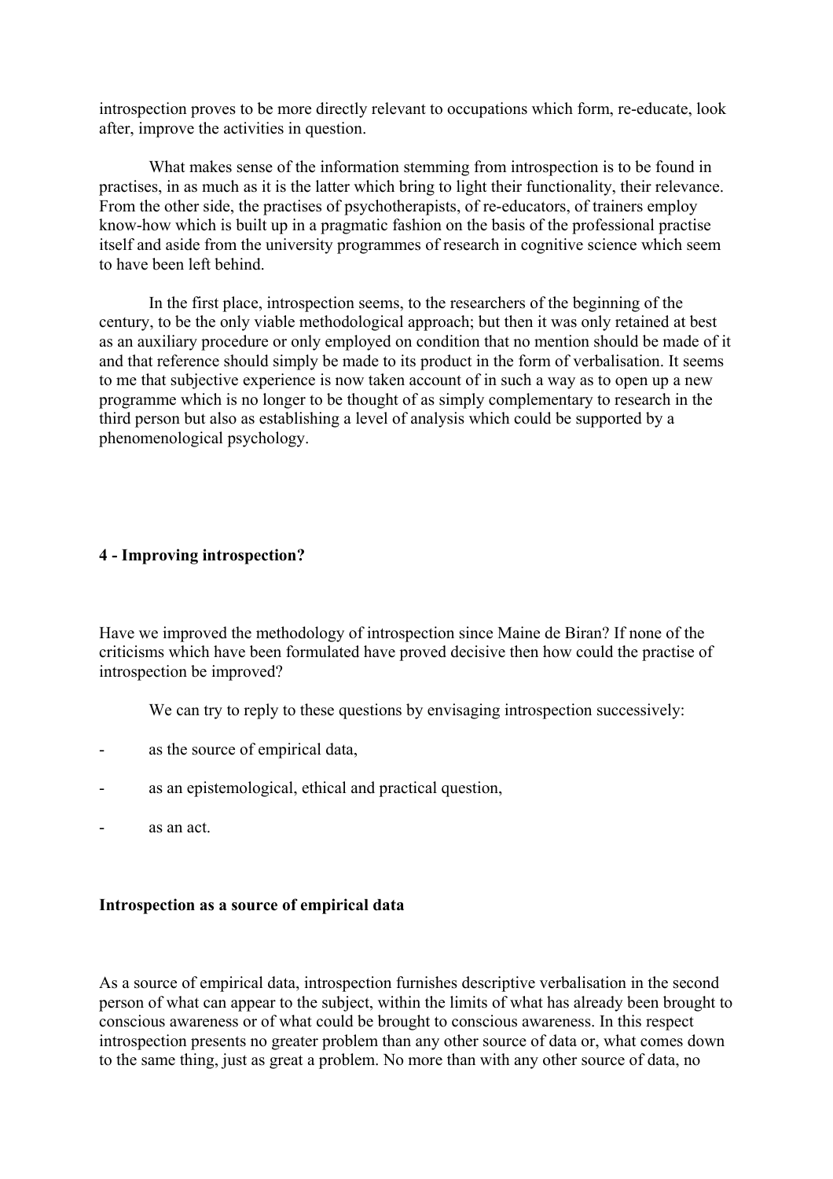introspection proves to be more directly relevant to occupations which form, re-educate, look after, improve the activities in question.

What makes sense of the information stemming from introspection is to be found in practises, in as much as it is the latter which bring to light their functionality, their relevance. From the other side, the practises of psychotherapists, of re-educators, of trainers employ know-how which is built up in a pragmatic fashion on the basis of the professional practise itself and aside from the university programmes of research in cognitive science which seem to have been left behind.

In the first place, introspection seems, to the researchers of the beginning of the century, to be the only viable methodological approach; but then it was only retained at best as an auxiliary procedure or only employed on condition that no mention should be made of it and that reference should simply be made to its product in the form of verbalisation. It seems to me that subjective experience is now taken account of in such a way as to open up a new programme which is no longer to be thought of as simply complementary to research in the third person but also as establishing a level of analysis which could be supported by a phenomenological psychology.

## 4 - Improving introspection?

Have we improved the methodology of introspection since Maine de Biran? If none of the criticisms which have been formulated have proved decisive then how could the practise of introspection be improved?

We can try to reply to these questions by envisaging introspection successively:

- as the source of empirical data,
- as an epistemological, ethical and practical question,
- as an act.

### Introspection as a source of empirical data

As a source of empirical data, introspection furnishes descriptive verbalisation in the second person of what can appear to the subject, within the limits of what has already been brought to conscious awareness or of what could be brought to conscious awareness. In this respect introspection presents no greater problem than any other source of data or, what comes down to the same thing, just as great a problem. No more than with any other source of data, no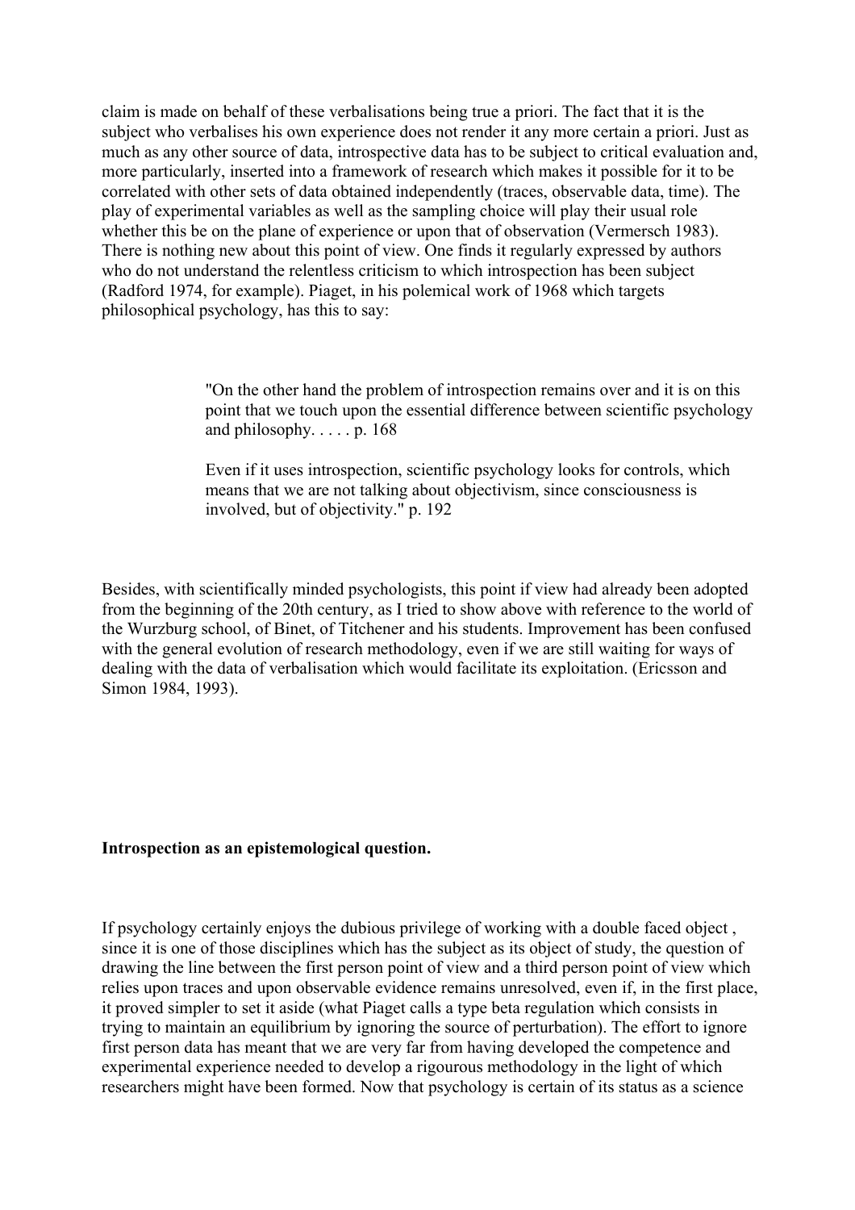claim is made on behalf of these verbalisations being true a priori. The fact that it is the subject who verbalises his own experience does not render it any more certain a priori. Just as much as any other source of data, introspective data has to be subject to critical evaluation and, more particularly, inserted into a framework of research which makes it possible for it to be correlated with other sets of data obtained independently (traces, observable data, time). The play of experimental variables as well as the sampling choice will play their usual role whether this be on the plane of experience or upon that of observation (Vermersch 1983). There is nothing new about this point of view. One finds it regularly expressed by authors who do not understand the relentless criticism to which introspection has been subject (Radford 1974, for example). Piaget, in his polemical work of 1968 which targets philosophical psychology, has this to say:

> "On the other hand the problem of introspection remains over and it is on this point that we touch upon the essential difference between scientific psychology and philosophy. . . . . p. 168
>
> Even if it uses introspection, scientific psychology looks for controls, which means that we are not talking about objectivism, since consciousness is involved, but of objectivity." p. 192

Besides, with scientifically minded psychologists, this point if view had already been adopted from the beginning of the 20th century, as I tried to show above with reference to the world of the Wurzburg school, of Binet, of Titchener and his students. Improvement has been confused with the general evolution of research methodology, even if we are still waiting for ways of dealing with the data of verbalisation which would facilitate its exploitation. (Ericsson and Simon 1984, 1993).

**Introspection as an epistemological question.**

If psychology certainly enjoys the dubious privilege of working with a double faced object , since it is one of those disciplines which has the subject as its object of study, the question of drawing the line between the first person point of view and a third person point of view which relies upon traces and upon observable evidence remains unresolved, even if, in the first place, it proved simpler to set it aside (what Piaget calls a type beta regulation which consists in trying to maintain an equilibrium by ignoring the source of perturbation). The effort to ignore first person data has meant that we are very far from having developed the competence and experimental experience needed to develop a rigourous methodology in the light of which researchers might have been formed. Now that psychology is certain of its status as a science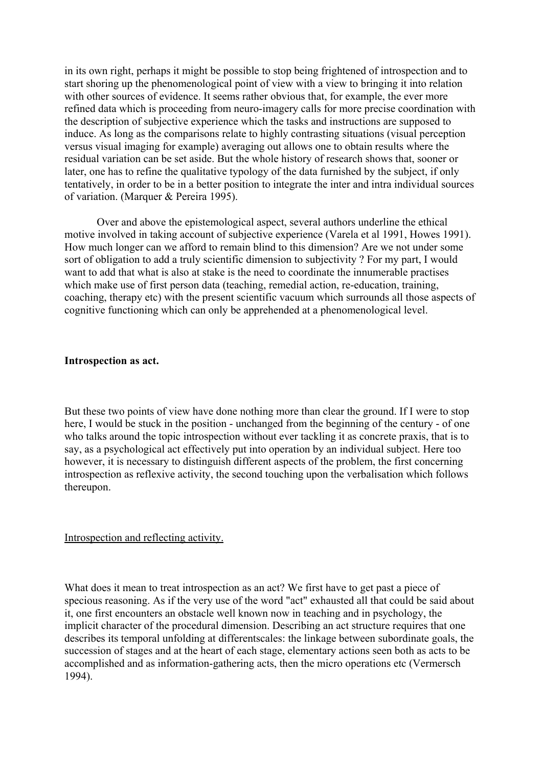in its own right, perhaps it might be possible to stop being frightened of introspection and to start shoring up the phenomenological point of view with a view to bringing it into relation with other sources of evidence. It seems rather obvious that, for example, the ever more refined data which is proceeding from neuro-imagery calls for more precise coordination with the description of subjective experience which the tasks and instructions are supposed to induce. As long as the comparisons relate to highly contrasting situations (visual perception versus visual imaging for example) averaging out allows one to obtain results where the residual variation can be set aside. But the whole history of research shows that, sooner or later, one has to refine the qualitative typology of the data furnished by the subject, if only tentatively, in order to be in a better position to integrate the inter and intra individual sources of variation. (Marquer & Pereira 1995).

Over and above the epistemological aspect, several authors underline the ethical motive involved in taking account of subjective experience (Varela et al 1991, Howes 1991). How much longer can we afford to remain blind to this dimension? Are we not under some sort of obligation to add a truly scientific dimension to subjectivity ? For my part, I would want to add that what is also at stake is the need to coordinate the innumerable practises which make use of first person data (teaching, remedial action, re-education, training, coaching, therapy etc) with the present scientific vacuum which surrounds all those aspects of cognitive functioning which can only be apprehended at a phenomenological level.

**Introspection as act.**

But these two points of view have done nothing more than clear the ground. If I were to stop here, I would be stuck in the position - unchanged from the beginning of the century - of one who talks around the topic introspection without ever tackling it as concrete praxis, that is to say, as a psychological act effectively put into operation by an individual subject. Here too however, it is necessary to distinguish different aspects of the problem, the first concerning introspection as reflexive activity, the second touching upon the verbalisation which follows thereupon.

Introspection and reflecting activity.

What does it mean to treat introspection as an act? We first have to get past a piece of specious reasoning. As if the very use of the word "act" exhausted all that could be said about it, one first encounters an obstacle well known now in teaching and in psychology, the implicit character of the procedural dimension. Describing an act structure requires that one describes its temporal unfolding at differentscales: the linkage between subordinate goals, the succession of stages and at the heart of each stage, elementary actions seen both as acts to be accomplished and as information-gathering acts, then the micro operations etc (Vermersch 1994).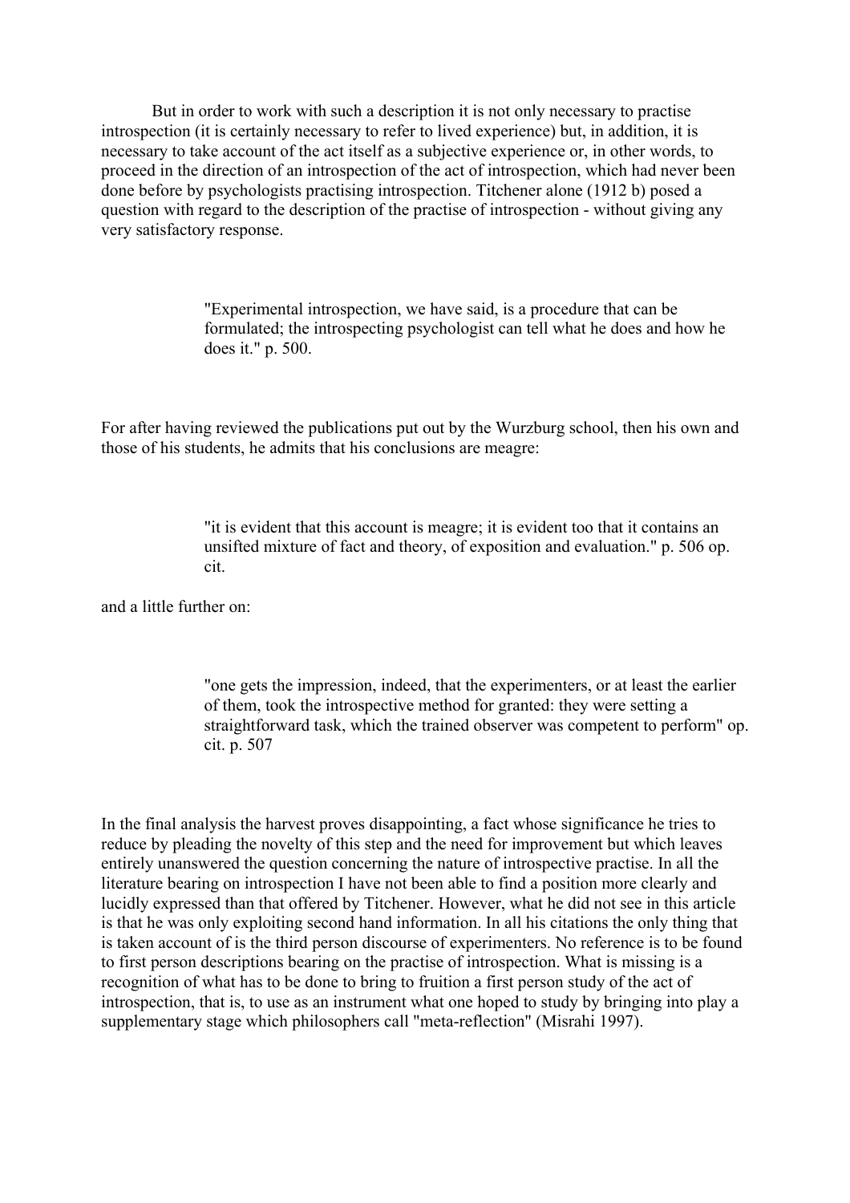But in order to work with such a description it is not only necessary to practise introspection (it is certainly necessary to refer to lived experience) but, in addition, it is necessary to take account of the act itself as a subjective experience or, in other words, to proceed in the direction of an introspection of the act of introspection, which had never been done before by psychologists practising introspection. Titchener alone (1912 b) posed a question with regard to the description of the practise of introspection - without giving any very satisfactory response.

> "Experimental introspection, we have said, is a procedure that can be formulated; the introspecting psychologist can tell what he does and how he does it." p. 500.

For after having reviewed the publications put out by the Wurzburg school, then his own and those of his students, he admits that his conclusions are meagre:

> "it is evident that this account is meagre; it is evident too that it contains an unsifted mixture of fact and theory, of exposition and evaluation." p. 506 op. cit.

and a little further on:

> "one gets the impression, indeed, that the experimenters, or at least the earlier of them, took the introspective method for granted: they were setting a straightforward task, which the trained observer was competent to perform" op. cit. p. 507

In the final analysis the harvest proves disappointing, a fact whose significance he tries to reduce by pleading the novelty of this step and the need for improvement but which leaves entirely unanswered the question concerning the nature of introspective practise. In all the literature bearing on introspection I have not been able to find a position more clearly and lucidly expressed than that offered by Titchener. However, what he did not see in this article is that he was only exploiting second hand information. In all his citations the only thing that is taken account of is the third person discourse of experimenters. No reference is to be found to first person descriptions bearing on the practise of introspection. What is missing is a recognition of what has to be done to bring to fruition a first person study of the act of introspection, that is, to use as an instrument what one hoped to study by bringing into play a supplementary stage which philosophers call "meta-reflection" (Misrahi 1997).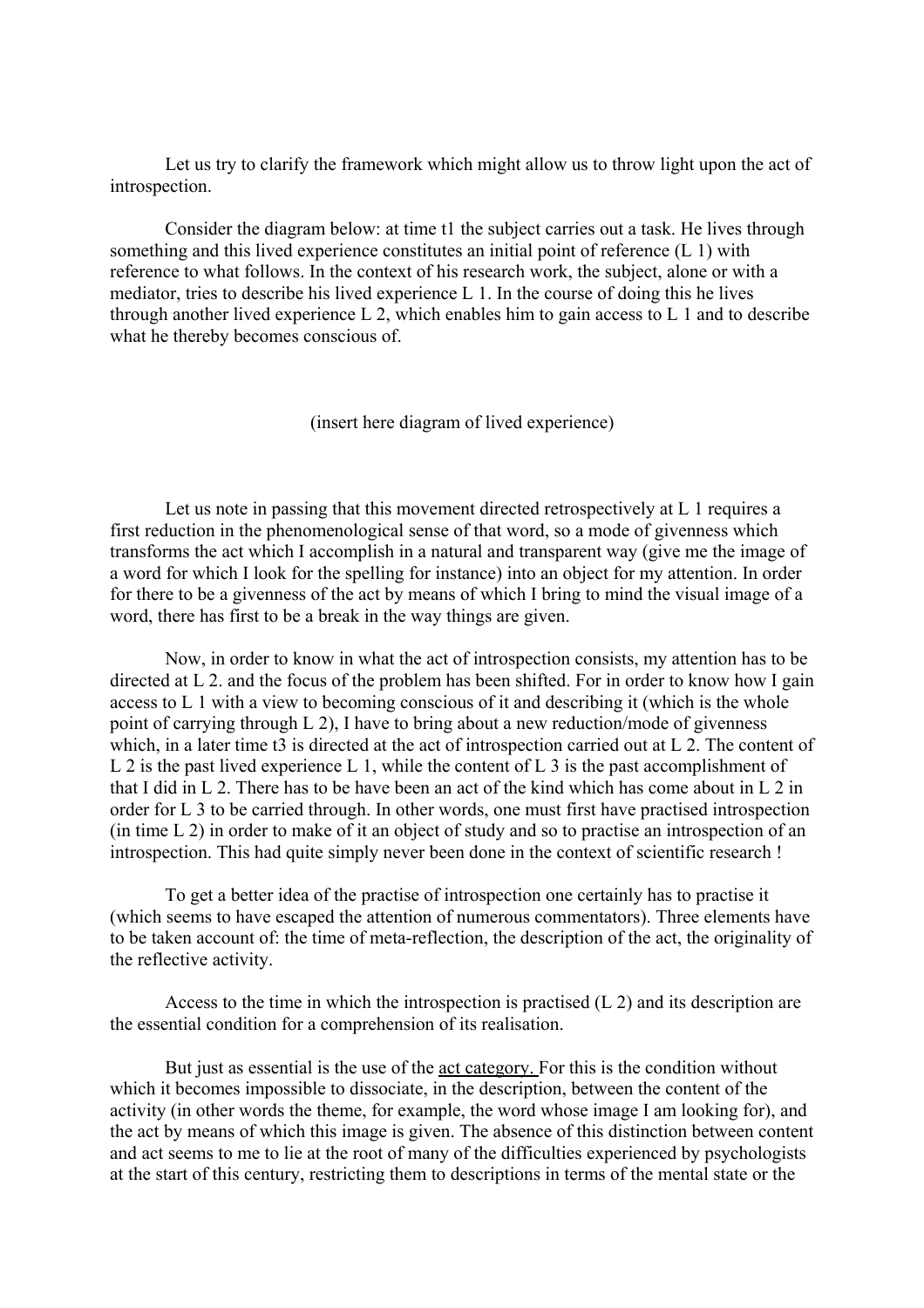Let us try to clarify the framework which might allow us to throw light upon the act of introspection.

Consider the diagram below: at time t1 the subject carries out a task. He lives through something and this lived experience constitutes an initial point of reference (L 1) with reference to what follows. In the context of his research work, the subject, alone or with a mediator, tries to describe his lived experience L 1. In the course of doing this he lives through another lived experience L 2, which enables him to gain access to L 1 and to describe what he thereby becomes conscious of.

(insert here diagram of lived experience)

Let us note in passing that this movement directed retrospectively at L 1 requires a first reduction in the phenomenological sense of that word, so a mode of givenness which transforms the act which I accomplish in a natural and transparent way (give me the image of a word for which I look for the spelling for instance) into an object for my attention. In order for there to be a givenness of the act by means of which I bring to mind the visual image of a word, there has first to be a break in the way things are given.

Now, in order to know in what the act of introspection consists, my attention has to be directed at L 2. and the focus of the problem has been shifted. For in order to know how I gain access to L 1 with a view to becoming conscious of it and describing it (which is the whole point of carrying through L 2), I have to bring about a new reduction/mode of givenness which, in a later time t3 is directed at the act of introspection carried out at L 2. The content of L 2 is the past lived experience L 1, while the content of L 3 is the past accomplishment of that I did in L 2. There has to be have been an act of the kind which has come about in L 2 in order for L 3 to be carried through. In other words, one must first have practised introspection (in time L 2) in order to make of it an object of study and so to practise an introspection of an introspection. This had quite simply never been done in the context of scientific research !

To get a better idea of the practise of introspection one certainly has to practise it (which seems to have escaped the attention of numerous commentators). Three elements have to be taken account of: the time of meta-reflection, the description of the act, the originality of the reflective activity.

Access to the time in which the introspection is practised (L 2) and its description are the essential condition for a comprehension of its realisation.

But just as essential is the use of the <u>act category.</u> For this is the condition without which it becomes impossible to dissociate, in the description, between the content of the activity (in other words the theme, for example, the word whose image I am looking for), and the act by means of which this image is given. The absence of this distinction between content and act seems to me to lie at the root of many of the difficulties experienced by psychologists at the start of this century, restricting them to descriptions in terms of the mental state or the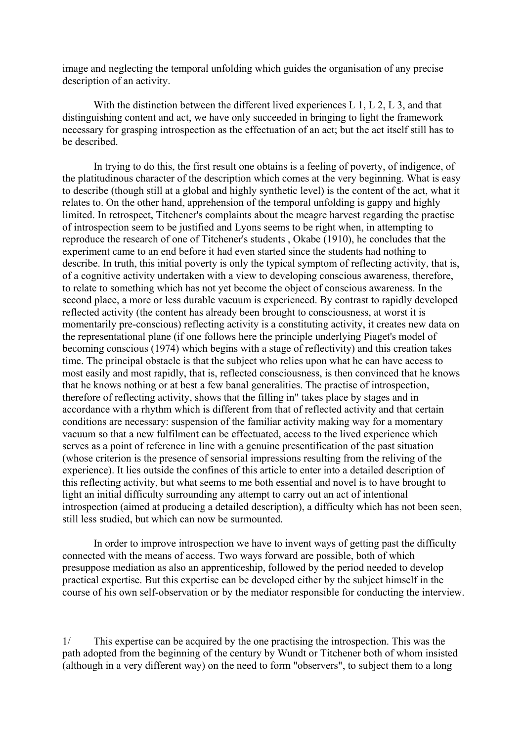image and neglecting the temporal unfolding which guides the organisation of any precise description of an activity.

With the distinction between the different lived experiences L 1, L 2, L 3, and that distinguishing content and act, we have only succeeded in bringing to light the framework necessary for grasping introspection as the effectuation of an act; but the act itself still has to be described.

In trying to do this, the first result one obtains is a feeling of poverty, of indigence, of the platitudinous character of the description which comes at the very beginning. What is easy to describe (though still at a global and highly synthetic level) is the content of the act, what it relates to. On the other hand, apprehension of the temporal unfolding is gappy and highly limited. In retrospect, Titchener's complaints about the meagre harvest regarding the practise of introspection seem to be justified and Lyons seems to be right when, in attempting to reproduce the research of one of Titchener's students , Okabe (1910), he concludes that the experiment came to an end before it had even started since the students had nothing to describe. In truth, this initial poverty is only the typical symptom of reflecting activity, that is, of a cognitive activity undertaken with a view to developing conscious awareness, therefore, to relate to something which has not yet become the object of conscious awareness. In the second place, a more or less durable vacuum is experienced. By contrast to rapidly developed reflected activity (the content has already been brought to consciousness, at worst it is momentarily pre-conscious) reflecting activity is a constituting activity, it creates new data on the representational plane (if one follows here the principle underlying Piaget's model of becoming conscious (1974) which begins with a stage of reflectivity) and this creation takes time. The principal obstacle is that the subject who relies upon what he can have access to most easily and most rapidly, that is, reflected consciousness, is then convinced that he knows that he knows nothing or at best a few banal generalities. The practise of introspection, therefore of reflecting activity, shows that the filling in" takes place by stages and in accordance with a rhythm which is different from that of reflected activity and that certain conditions are necessary: suspension of the familiar activity making way for a momentary vacuum so that a new fulfilment can be effectuated, access to the lived experience which serves as a point of reference in line with a genuine presentification of the past situation (whose criterion is the presence of sensorial impressions resulting from the reliving of the experience). It lies outside the confines of this article to enter into a detailed description of this reflecting activity, but what seems to me both essential and novel is to have brought to light an initial difficulty surrounding any attempt to carry out an act of intentional introspection (aimed at producing a detailed description), a difficulty which has not been seen, still less studied, but which can now be surmounted.

In order to improve introspection we have to invent ways of getting past the difficulty connected with the means of access. Two ways forward are possible, both of which presuppose mediation as also an apprenticeship, followed by the period needed to develop practical expertise. But this expertise can be developed either by the subject himself in the course of his own self-observation or by the mediator responsible for conducting the interview.

1/ This expertise can be acquired by the one practising the introspection. This was the path adopted from the beginning of the century by Wundt or Titchener both of whom insisted (although in a very different way) on the need to form "observers", to subject them to a long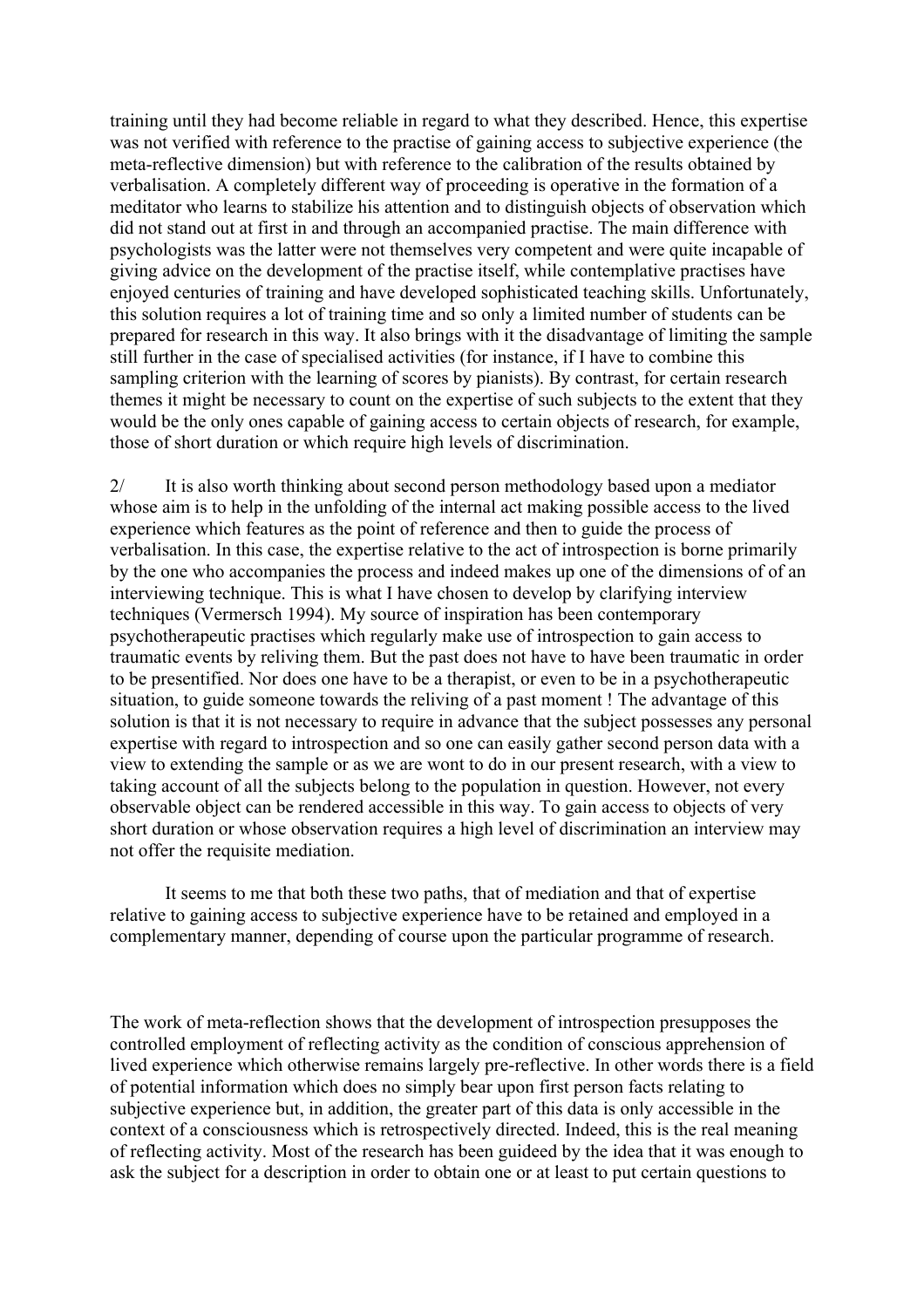training until they had become reliable in regard to what they described. Hence, this expertise was not verified with reference to the practise of gaining access to subjective experience (the meta-reflective dimension) but with reference to the calibration of the results obtained by verbalisation. A completely different way of proceeding is operative in the formation of a meditator who learns to stabilize his attention and to distinguish objects of observation which did not stand out at first in and through an accompanied practise. The main difference with psychologists was the latter were not themselves very competent and were quite incapable of giving advice on the development of the practise itself, while contemplative practises have enjoyed centuries of training and have developed sophisticated teaching skills. Unfortunately, this solution requires a lot of training time and so only a limited number of students can be prepared for research in this way. It also brings with it the disadvantage of limiting the sample still further in the case of specialised activities (for instance, if I have to combine this sampling criterion with the learning of scores by pianists). By contrast, for certain research themes it might be necessary to count on the expertise of such subjects to the extent that they would be the only ones capable of gaining access to certain objects of research, for example, those of short duration or which require high levels of discrimination.

2/ It is also worth thinking about second person methodology based upon a mediator whose aim is to help in the unfolding of the internal act making possible access to the lived experience which features as the point of reference and then to guide the process of verbalisation. In this case, the expertise relative to the act of introspection is borne primarily by the one who accompanies the process and indeed makes up one of the dimensions of of an interviewing technique. This is what I have chosen to develop by clarifying interview techniques (Vermersch 1994). My source of inspiration has been contemporary psychotherapeutic practises which regularly make use of introspection to gain access to traumatic events by reliving them. But the past does not have to have been traumatic in order to be presentified. Nor does one have to be a therapist, or even to be in a psychotherapeutic situation, to guide someone towards the reliving of a past moment ! The advantage of this solution is that it is not necessary to require in advance that the subject possesses any personal expertise with regard to introspection and so one can easily gather second person data with a view to extending the sample or as we are wont to do in our present research, with a view to taking account of all the subjects belong to the population in question. However, not every observable object can be rendered accessible in this way. To gain access to objects of very short duration or whose observation requires a high level of discrimination an interview may not offer the requisite mediation.

It seems to me that both these two paths, that of mediation and that of expertise relative to gaining access to subjective experience have to be retained and employed in a complementary manner, depending of course upon the particular programme of research.

The work of meta-reflection shows that the development of introspection presupposes the controlled employment of reflecting activity as the condition of conscious apprehension of lived experience which otherwise remains largely pre-reflective. In other words there is a field of potential information which does no simply bear upon first person facts relating to subjective experience but, in addition, the greater part of this data is only accessible in the context of a consciousness which is retrospectively directed. Indeed, this is the real meaning of reflecting activity. Most of the research has been guideed by the idea that it was enough to ask the subject for a description in order to obtain one or at least to put certain questions to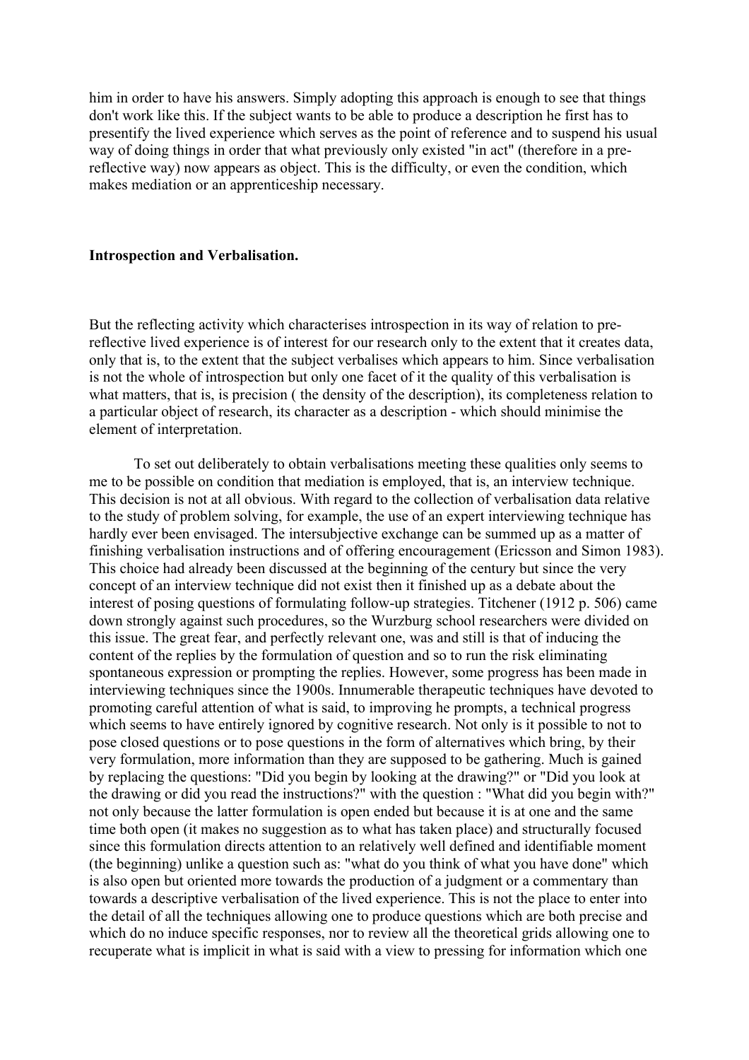him in order to have his answers. Simply adopting this approach is enough to see that things don't work like this. If the subject wants to be able to produce a description he first has to presentify the lived experience which serves as the point of reference and to suspend his usual way of doing things in order that what previously only existed "in act" (therefore in a pre-reflective way) now appears as object. This is the difficulty, or even the condition, which makes mediation or an apprenticeship necessary.

**Introspection and Verbalisation.**

But the reflecting activity which characterises introspection in its way of relation to pre-reflective lived experience is of interest for our research only to the extent that it creates data, only that is, to the extent that the subject verbalises which appears to him. Since verbalisation is not the whole of introspection but only one facet of it the quality of this verbalisation is what matters, that is, is precision ( the density of the description), its completeness relation to a particular object of research, its character as a description - which should minimise the element of interpretation.

To set out deliberately to obtain verbalisations meeting these qualities only seems to me to be possible on condition that mediation is employed, that is, an interview technique. This decision is not at all obvious. With regard to the collection of verbalisation data relative to the study of problem solving, for example, the use of an expert interviewing technique has hardly ever been envisaged. The intersubjective exchange can be summed up as a matter of finishing verbalisation instructions and of offering encouragement (Ericsson and Simon 1983). This choice had already been discussed at the beginning of the century but since the very concept of an interview technique did not exist then it finished up as a debate about the interest of posing questions of formulating follow-up strategies. Titchener (1912 p. 506) came down strongly against such procedures, so the Wurzburg school researchers were divided on this issue. The great fear, and perfectly relevant one, was and still is that of inducing the content of the replies by the formulation of question and so to run the risk eliminating spontaneous expression or prompting the replies. However, some progress has been made in interviewing techniques since the 1900s. Innumerable therapeutic techniques have devoted to promoting careful attention of what is said, to improving he prompts, a technical progress which seems to have entirely ignored by cognitive research. Not only is it possible to not to pose closed questions or to pose questions in the form of alternatives which bring, by their very formulation, more information than they are supposed to be gathering. Much is gained by replacing the questions: "Did you begin by looking at the drawing?" or "Did you look at the drawing or did you read the instructions?" with the question : "What did you begin with?" not only because the latter formulation is open ended but because it is at one and the same time both open (it makes no suggestion as to what has taken place) and structurally focused since this formulation directs attention to an relatively well defined and identifiable moment (the beginning) unlike a question such as: "what do you think of what you have done" which is also open but oriented more towards the production of a judgment or a commentary than towards a descriptive verbalisation of the lived experience. This is not the place to enter into the detail of all the techniques allowing one to produce questions which are both precise and which do no induce specific responses, nor to review all the theoretical grids allowing one to recuperate what is implicit in what is said with a view to pressing for information which one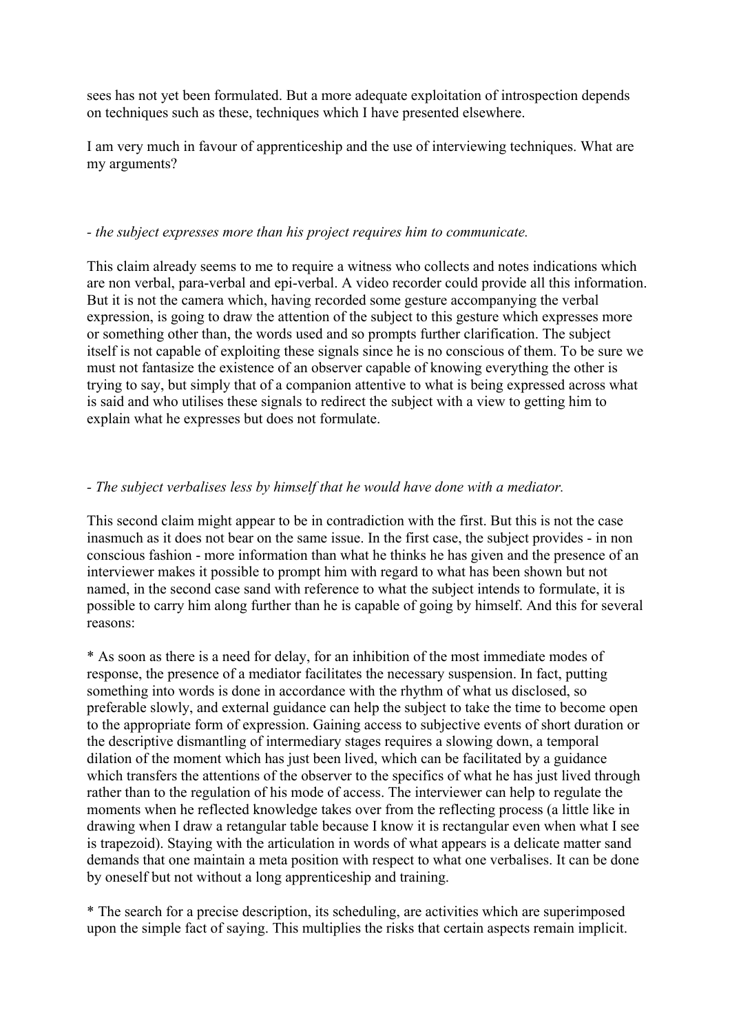sees has not yet been formulated. But a more adequate exploitation of introspection depends on techniques such as these, techniques which I have presented elsewhere.

I am very much in favour of apprenticeship and the use of interviewing techniques. What are my arguments?

*- the subject expresses more than his project requires him to communicate.*

This claim already seems to me to require a witness who collects and notes indications which are non verbal, para-verbal and epi-verbal. A video recorder could provide all this information. But it is not the camera which, having recorded some gesture accompanying the verbal expression, is going to draw the attention of the subject to this gesture which expresses more or something other than, the words used and so prompts further clarification. The subject itself is not capable of exploiting these signals since he is no conscious of them. To be sure we must not fantasize the existence of an observer capable of knowing everything the other is trying to say, but simply that of a companion attentive to what is being expressed across what is said and who utilises these signals to redirect the subject with a view to getting him to explain what he expresses but does not formulate.

*- The subject verbalises less by himself that he would have done with a mediator.*

This second claim might appear to be in contradiction with the first. But this is not the case inasmuch as it does not bear on the same issue. In the first case, the subject provides - in non conscious fashion - more information than what he thinks he has given and the presence of an interviewer makes it possible to prompt him with regard to what has been shown but not named, in the second case sand with reference to what the subject intends to formulate, it is possible to carry him along further than he is capable of going by himself. And this for several reasons:

* As soon as there is a need for delay, for an inhibition of the most immediate modes of response, the presence of a mediator facilitates the necessary suspension. In fact, putting something into words is done in accordance with the rhythm of what us disclosed, so preferable slowly, and external guidance can help the subject to take the time to become open to the appropriate form of expression. Gaining access to subjective events of short duration or the descriptive dismantling of intermediary stages requires a slowing down, a temporal dilation of the moment which has just been lived, which can be facilitated by a guidance which transfers the attentions of the observer to the specifics of what he has just lived through rather than to the regulation of his mode of access. The interviewer can help to regulate the moments when he reflected knowledge takes over from the reflecting process (a little like in drawing when I draw a retangular table because I know it is rectangular even when what I see is trapezoid). Staying with the articulation in words of what appears is a delicate matter sand demands that one maintain a meta position with respect to what one verbalises. It can be done by oneself but not without a long apprenticeship and training.

* The search for a precise description, its scheduling, are activities which are superimposed upon the simple fact of saying. This multiplies the risks that certain aspects remain implicit.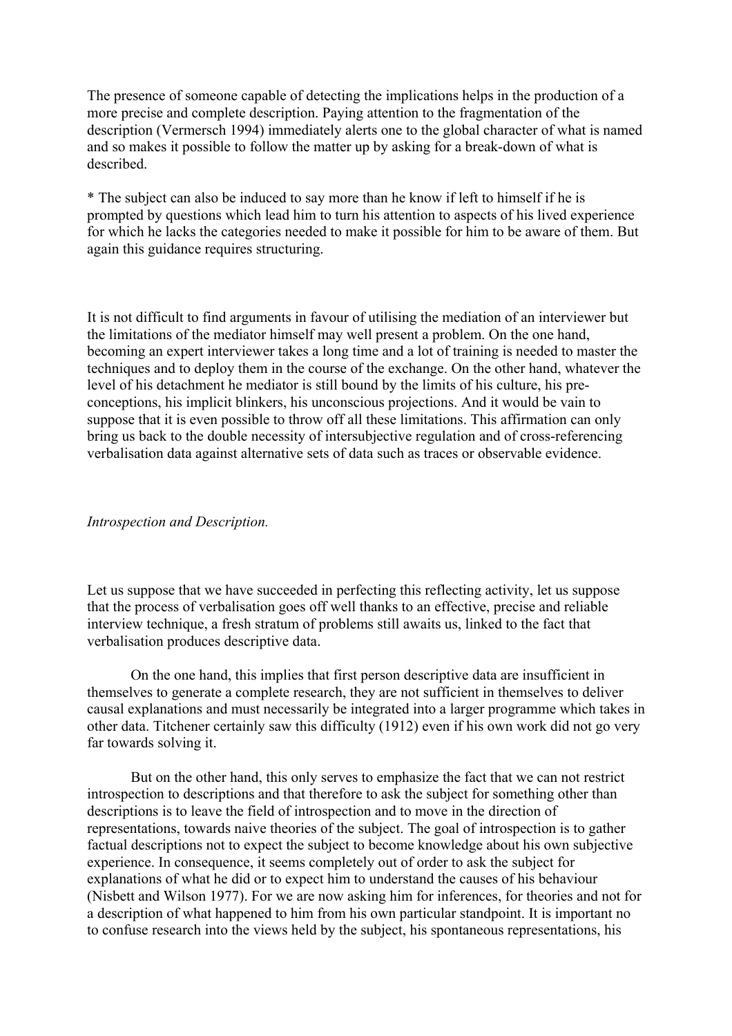The presence of someone capable of detecting the implications helps in the production of a more precise and complete description. Paying attention to the fragmentation of the description (Vermersch 1994) immediately alerts one to the global character of what is named and so makes it possible to follow the matter up by asking for a break-down of what is described.

* The subject can also be induced to say more than he know if left to himself if he is prompted by questions which lead him to turn his attention to aspects of his lived experience for which he lacks the categories needed to make it possible for him to be aware of them. But again this guidance requires structuring.

It is not difficult to find arguments in favour of utilising the mediation of an interviewer but the limitations of the mediator himself may well present a problem. On the one hand, becoming an expert interviewer takes a long time and a lot of training is needed to master the techniques and to deploy them in the course of the exchange. On the other hand, whatever the level of his detachment he mediator is still bound by the limits of his culture, his pre-conceptions, his implicit blinkers, his unconscious projections. And it would be vain to suppose that it is even possible to throw off all these limitations. This affirmation can only bring us back to the double necessity of intersubjective regulation and of cross-referencing verbalisation data against alternative sets of data such as traces or observable evidence.

*Introspection and Description.*

Let us suppose that we have succeeded in perfecting this reflecting activity, let us suppose that the process of verbalisation goes off well thanks to an effective, precise and reliable interview technique, a fresh stratum of problems still awaits us, linked to the fact that verbalisation produces descriptive data.

On the one hand, this implies that first person descriptive data are insufficient in themselves to generate a complete research, they are not sufficient in themselves to deliver causal explanations and must necessarily be integrated into a larger programme which takes in other data. Titchener certainly saw this difficulty (1912) even if his own work did not go very far towards solving it.

But on the other hand, this only serves to emphasize the fact that we can not restrict introspection to descriptions and that therefore to ask the subject for something other than descriptions is to leave the field of introspection and to move in the direction of representations, towards naive theories of the subject. The goal of introspection is to gather factual descriptions not to expect the subject to become knowledge about his own subjective experience. In consequence, it seems completely out of order to ask the subject for explanations of what he did or to expect him to understand the causes of his behaviour (Nisbett and Wilson 1977). For we are now asking him for inferences, for theories and not for a description of what happened to him from his own particular standpoint. It is important no to confuse research into the views held by the subject, his spontaneous representations, his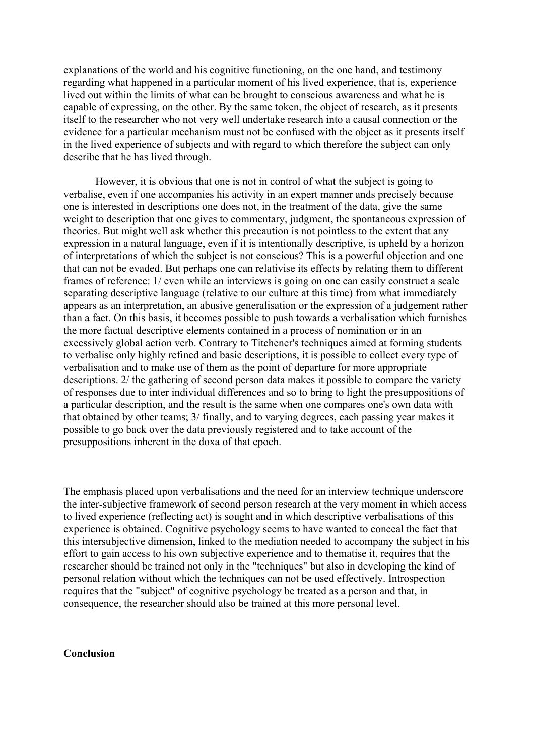explanations of the world and his cognitive functioning, on the one hand, and testimony regarding what happened in a particular moment of his lived experience, that is, experience lived out within the limits of what can be brought to conscious awareness and what he is capable of expressing, on the other. By the same token, the object of research, as it presents itself to the researcher who not very well undertake research into a causal connection or the evidence for a particular mechanism must not be confused with the object as it presents itself in the lived experience of subjects and with regard to which therefore the subject can only describe that he has lived through.

However, it is obvious that one is not in control of what the subject is going to verbalise, even if one accompanies his activity in an expert manner ands precisely because one is interested in descriptions one does not, in the treatment of the data, give the same weight to description that one gives to commentary, judgment, the spontaneous expression of theories. But might well ask whether this precaution is not pointless to the extent that any expression in a natural language, even if it is intentionally descriptive, is upheld by a horizon of interpretations of which the subject is not conscious? This is a powerful objection and one that can not be evaded. But perhaps one can relativise its effects by relating them to different frames of reference: 1/ even while an interviews is going on one can easily construct a scale separating descriptive language (relative to our culture at this time) from what immediately appears as an interpretation, an abusive generalisation or the expression of a judgement rather than a fact. On this basis, it becomes possible to push towards a verbalisation which furnishes the more factual descriptive elements contained in a process of nomination or in an excessively global action verb. Contrary to Titchener's techniques aimed at forming students to verbalise only highly refined and basic descriptions, it is possible to collect every type of verbalisation and to make use of them as the point of departure for more appropriate descriptions. 2/ the gathering of second person data makes it possible to compare the variety of responses due to inter individual differences and so to bring to light the presuppositions of a particular description, and the result is the same when one compares one's own data with that obtained by other teams; 3/ finally, and to varying degrees, each passing year makes it possible to go back over the data previously registered and to take account of the presuppositions inherent in the doxa of that epoch.

The emphasis placed upon verbalisations and the need for an interview technique underscore the inter-subjective framework of second person research at the very moment in which access to lived experience (reflecting act) is sought and in which descriptive verbalisations of this experience is obtained. Cognitive psychology seems to have wanted to conceal the fact that this intersubjective dimension, linked to the mediation needed to accompany the subject in his effort to gain access to his own subjective experience and to thematise it, requires that the researcher should be trained not only in the "techniques" but also in developing the kind of personal relation without which the techniques can not be used effectively. Introspection requires that the "subject" of cognitive psychology be treated as a person and that, in consequence, the researcher should also be trained at this more personal level.

**Conclusion**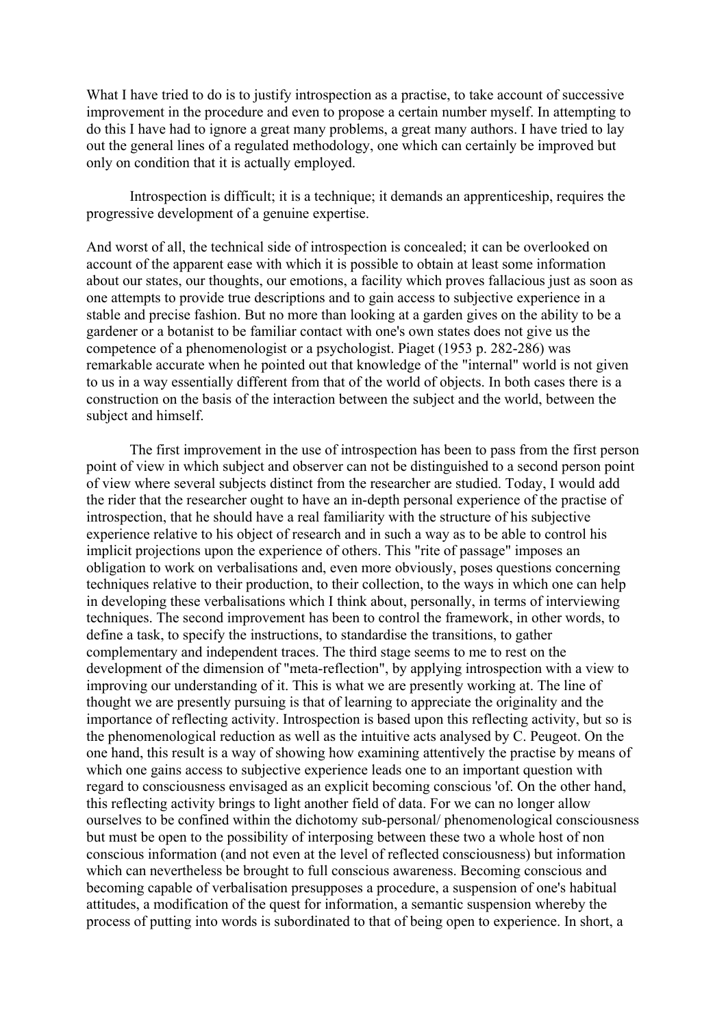What I have tried to do is to justify introspection as a practise, to take account of successive improvement in the procedure and even to propose a certain number myself. In attempting to do this I have had to ignore a great many problems, a great many authors. I have tried to lay out the general lines of a regulated methodology, one which can certainly be improved but only on condition that it is actually employed.

Introspection is difficult; it is a technique; it demands an apprenticeship, requires the progressive development of a genuine expertise.

And worst of all, the technical side of introspection is concealed; it can be overlooked on account of the apparent ease with which it is possible to obtain at least some information about our states, our thoughts, our emotions, a facility which proves fallacious just as soon as one attempts to provide true descriptions and to gain access to subjective experience in a stable and precise fashion. But no more than looking at a garden gives on the ability to be a gardener or a botanist to be familiar contact with one's own states does not give us the competence of a phenomenologist or a psychologist. Piaget (1953 p. 282-286) was remarkable accurate when he pointed out that knowledge of the "internal" world is not given to us in a way essentially different from that of the world of objects. In both cases there is a construction on the basis of the interaction between the subject and the world, between the subject and himself.

The first improvement in the use of introspection has been to pass from the first person point of view in which subject and observer can not be distinguished to a second person point of view where several subjects distinct from the researcher are studied. Today, I would add the rider that the researcher ought to have an in-depth personal experience of the practise of introspection, that he should have a real familiarity with the structure of his subjective experience relative to his object of research and in such a way as to be able to control his implicit projections upon the experience of others. This "rite of passage" imposes an obligation to work on verbalisations and, even more obviously, poses questions concerning techniques relative to their production, to their collection, to the ways in which one can help in developing these verbalisations which I think about, personally, in terms of interviewing techniques. The second improvement has been to control the framework, in other words, to define a task, to specify the instructions, to standardise the transitions, to gather complementary and independent traces. The third stage seems to me to rest on the development of the dimension of "meta-reflection", by applying introspection with a view to improving our understanding of it. This is what we are presently working at. The line of thought we are presently pursuing is that of learning to appreciate the originality and the importance of reflecting activity. Introspection is based upon this reflecting activity, but so is the phenomenological reduction as well as the intuitive acts analysed by C. Peugeot. On the one hand, this result is a way of showing how examining attentively the practise by means of which one gains access to subjective experience leads one to an important question with regard to consciousness envisaged as an explicit becoming conscious 'of. On the other hand, this reflecting activity brings to light another field of data. For we can no longer allow ourselves to be confined within the dichotomy sub-personal/ phenomenological consciousness but must be open to the possibility of interposing between these two a whole host of non conscious information (and not even at the level of reflected consciousness) but information which can nevertheless be brought to full conscious awareness. Becoming conscious and becoming capable of verbalisation presupposes a procedure, a suspension of one's habitual attitudes, a modification of the quest for information, a semantic suspension whereby the process of putting into words is subordinated to that of being open to experience. In short, a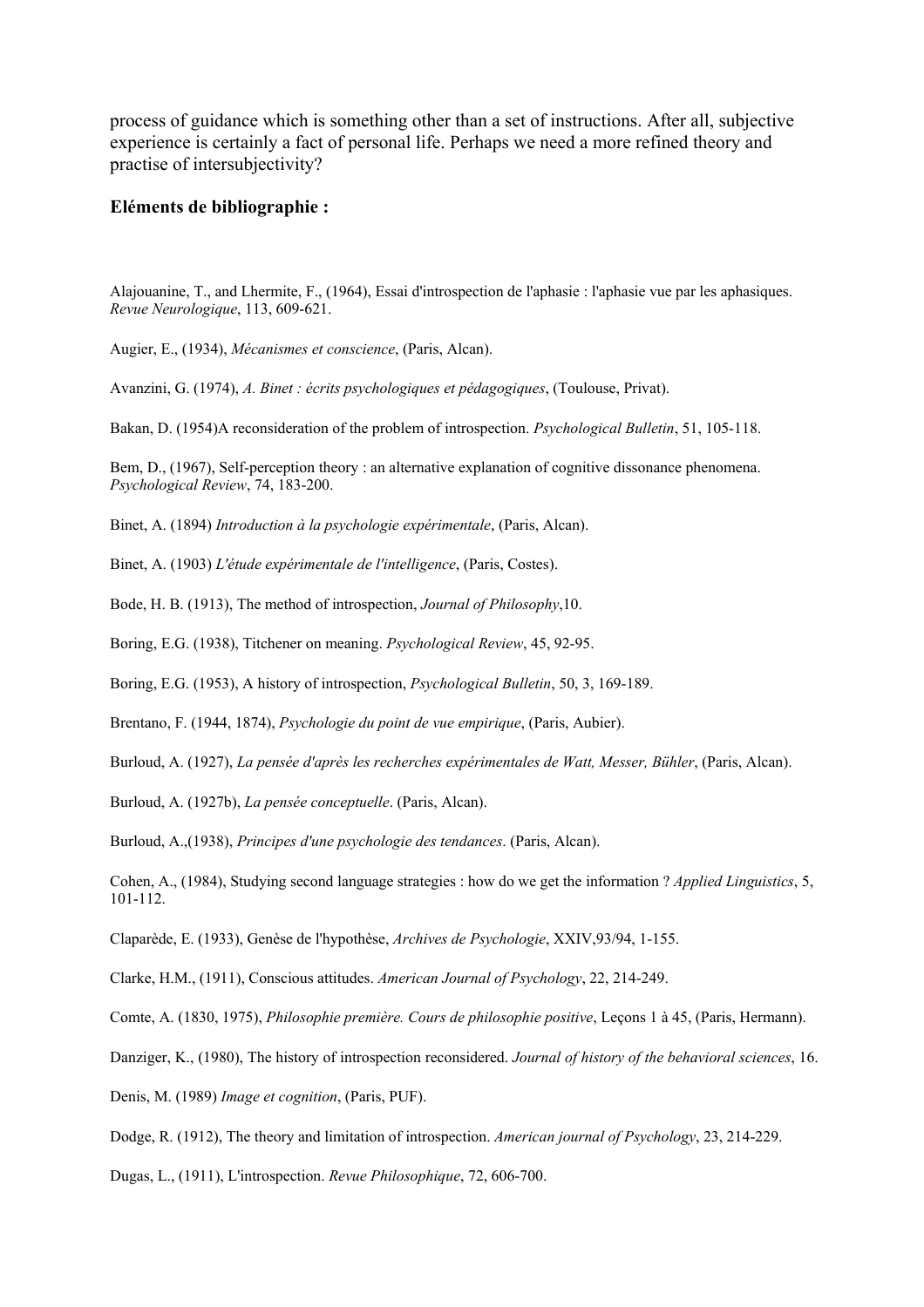process of guidance which is something other than a set of instructions. After all, subjective experience is certainly a fact of personal life. Perhaps we need a more refined theory and practise of intersubjectivity?

**Eléments de bibliographie :**

Alajouanine, T., and Lhermite, F., (1964), Essai d'introspection de l'aphasie : l'aphasie vue par les aphasiques. *Revue Neurologique*, 113, 609-621.

Augier, E., (1934), *Mécanismes et conscience*, (Paris, Alcan).

Avanzini, G. (1974), *A. Binet : écrits psychologiques et pédagogiques*, (Toulouse, Privat).

Bakan, D. (1954)A reconsideration of the problem of introspection. *Psychological Bulletin*, 51, 105-118.

Bem, D., (1967), Self-perception theory : an alternative explanation of cognitive dissonance phenomena. *Psychological Review*, 74, 183-200.

Binet, A. (1894) *Introduction à la psychologie expérimentale*, (Paris, Alcan).

Binet, A. (1903) *L'étude expérimentale de l'intelligence*, (Paris, Costes).

Bode, H. B. (1913), The method of introspection, *Journal of Philosophy*,10.

Boring, E.G. (1938), Titchener on meaning. *Psychological Review*, 45, 92-95.

Boring, E.G. (1953), A history of introspection, *Psychological Bulletin*, 50, 3, 169-189.

Brentano, F. (1944, 1874), *Psychologie du point de vue empirique*, (Paris, Aubier).

Burloud, A. (1927), *La pensée d'après les recherches expérimentales de Watt, Messer, Bühler*, (Paris, Alcan).

Burloud, A. (1927b), *La pensée conceptuelle*. (Paris, Alcan).

Burloud, A.,(1938), *Principes d'une psychologie des tendances*. (Paris, Alcan).

Cohen, A., (1984), Studying second language strategies : how do we get the information ? *Applied Linguistics*, 5, 101-112.

Claparède, E. (1933), Genèse de l'hypothèse, *Archives de Psychologie*, XXIV,93/94, 1-155.

Clarke, H.M., (1911), Conscious attitudes. *American Journal of Psychology*, 22, 214-249.

Comte, A. (1830, 1975), *Philosophie première. Cours de philosophie positive*, Leçons 1 à 45, (Paris, Hermann).

Danziger, K., (1980), The history of introspection reconsidered. *Journal of history of the behavioral sciences*, 16.

Denis, M. (1989) *Image et cognition*, (Paris, PUF).

Dodge, R. (1912), The theory and limitation of introspection. *American journal of Psychology*, 23, 214-229.

Dugas, L., (1911), L'introspection. *Revue Philosophique*, 72, 606-700.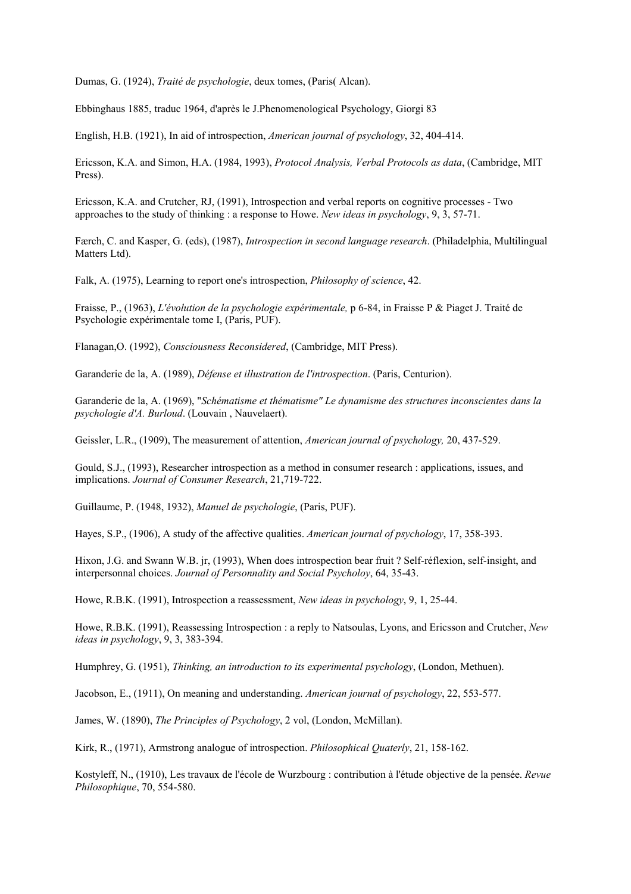Dumas, G. (1924), *Traité de psychologie*, deux tomes, (Paris( Alcan).

Ebbinghaus 1885, traduc 1964, d'après le J.Phenomenological Psychology, Giorgi 83

English, H.B. (1921), In aid of introspection, *American journal of psychology*, 32, 404-414.

Ericsson, K.A. and Simon, H.A. (1984, 1993), *Protocol Analysis, Verbal Protocols as data*, (Cambridge, MIT Press).

Ericsson, K.A. and Crutcher, RJ, (1991), Introspection and verbal reports on cognitive processes - Two approaches to the study of thinking : a response to Howe. *New ideas in psychology*, 9, 3, 57-71.

Færch, C. and Kasper, G. (eds), (1987), *Introspection in second language research*. (Philadelphia, Multilingual Matters Ltd).

Falk, A. (1975), Learning to report one's introspection, *Philosophy of science*, 42.

Fraisse, P., (1963), *L'évolution de la psychologie expérimentale,* p 6-84, in Fraisse P & Piaget J. Traité de Psychologie expérimentale tome I, (Paris, PUF).

Flanagan,O. (1992), *Consciousness Reconsidered*, (Cambridge, MIT Press).

Garanderie de la, A. (1989), *Défense et illustration de l'introspection*. (Paris, Centurion).

Garanderie de la, A. (1969), "*Schématisme et thématisme" Le dynamisme des structures inconscientes dans la psychologie d'A. Burloud*. (Louvain , Nauvelaert).

Geissler, L.R., (1909), The measurement of attention, *American journal of psychology,* 20, 437-529.

Gould, S.J., (1993), Researcher introspection as a method in consumer research : applications, issues, and implications. *Journal of Consumer Research*, 21,719-722.

Guillaume, P. (1948, 1932), *Manuel de psychologie*, (Paris, PUF).

Hayes, S.P., (1906), A study of the affective qualities. *American journal of psychology*, 17, 358-393.

Hixon, J.G. and Swann W.B. jr, (1993), When does introspection bear fruit ? Self-réflexion, self-insight, and interpersonnal choices. *Journal of Personnality and Social Psycholoy*, 64, 35-43.

Howe, R.B.K. (1991), Introspection a reassessment, *New ideas in psychology*, 9, 1, 25-44.

Howe, R.B.K. (1991), Reassessing Introspection : a reply to Natsoulas, Lyons, and Ericsson and Crutcher, *New ideas in psychology*, 9, 3, 383-394.

Humphrey, G. (1951), *Thinking, an introduction to its experimental psychology*, (London, Methuen).

Jacobson, E., (1911), On meaning and understanding. *American journal of psychology*, 22, 553-577.

James, W. (1890), *The Principles of Psychology*, 2 vol, (London, McMillan).

Kirk, R., (1971), Armstrong analogue of introspection. *Philosophical Quaterly*, 21, 158-162.

Kostyleff, N., (1910), Les travaux de l'école de Wurzbourg : contribution à l'étude objective de la pensée. *Revue Philosophique*, 70, 554-580.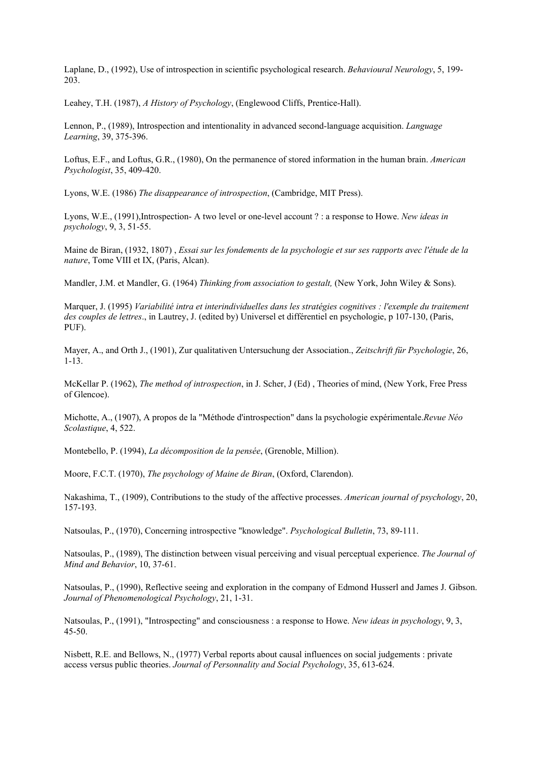Laplane, D., (1992), Use of introspection in scientific psychological research. *Behavioural Neurology*, 5, 199-203.

Leahey, T.H. (1987), *A History of Psychology*, (Englewood Cliffs, Prentice-Hall).

Lennon, P., (1989), Introspection and intentionality in advanced second-language acquisition. *Language Learning*, 39, 375-396.

Loftus, E.F., and Loftus, G.R., (1980), On the permanence of stored information in the human brain. *American Psychologist*, 35, 409-420.

Lyons, W.E. (1986) *The disappearance of introspection*, (Cambridge, MIT Press).

Lyons, W.E., (1991),Introspection- A two level or one-level account ? : a response to Howe. *New ideas in psychology*, 9, 3, 51-55.

Maine de Biran, (1932, 1807) , *Essai sur les fondements de la psychologie et sur ses rapports avec l'étude de la nature*, Tome VIII et IX, (Paris, Alcan).

Mandler, J.M. et Mandler, G. (1964) *Thinking from association to gestalt,* (New York, John Wiley & Sons).

Marquer, J. (1995) *Variabilité intra et interindividuelles dans les stratégies cognitives : l'exemple du traitement des couples de lettres*., in Lautrey, J. (edited by) Universel et différentiel en psychologie, p 107-130, (Paris, PUF).

Mayer, A., and Orth J., (1901), Zur qualitativen Untersuchung der Association., *Zeitschrift für Psychologie*, 26, 1-13.

McKellar P. (1962), *The method of introspection*, in J. Scher, J (Ed) , Theories of mind, (New York, Free Press of Glencoe).

Michotte, A., (1907), A propos de la "Méthode d'introspection" dans la psychologie expérimentale.*Revue Néo Scolastique*, 4, 522.

Montebello, P. (1994), *La décomposition de la pensée*, (Grenoble, Million).

Moore, F.C.T. (1970), *The psychology of Maine de Biran*, (Oxford, Clarendon).

Nakashima, T., (1909), Contributions to the study of the affective processes. *American journal of psychology*, 20, 157-193.

Natsoulas, P., (1970), Concerning introspective "knowledge". *Psychological Bulletin*, 73, 89-111.

Natsoulas, P., (1989), The distinction between visual perceiving and visual perceptual experience. *The Journal of Mind and Behavior*, 10, 37-61.

Natsoulas, P., (1990), Reflective seeing and exploration in the company of Edmond Husserl and James J. Gibson. *Journal of Phenomenological Psychology*, 21, 1-31.

Natsoulas, P., (1991), "Introspecting" and consciousness : a response to Howe. *New ideas in psychology*, 9, 3, 45-50.

Nisbett, R.E. and Bellows, N., (1977) Verbal reports about causal influences on social judgements : private access versus public theories. *Journal of Personnality and Social Psychology*, 35, 613-624.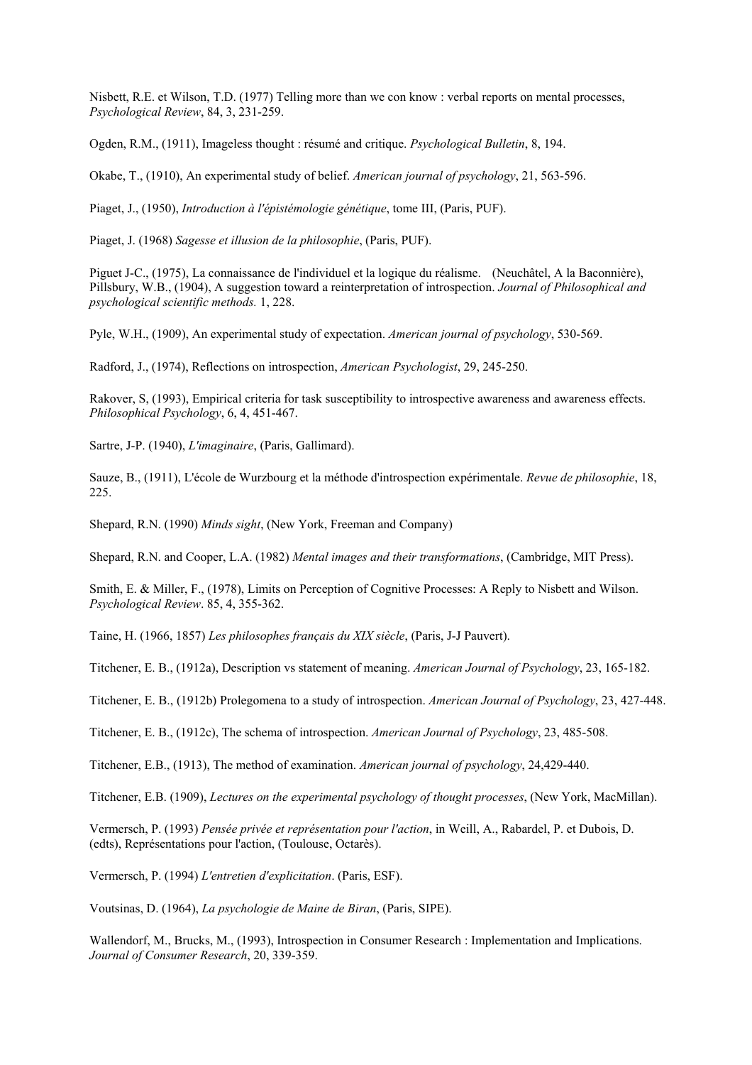Nisbett, R.E. et Wilson, T.D. (1977) Telling more than we con know : verbal reports on mental processes, *Psychological Review*, 84, 3, 231-259.

Ogden, R.M., (1911), Imageless thought : résumé and critique. *Psychological Bulletin*, 8, 194.

Okabe, T., (1910), An experimental study of belief. *American journal of psychology*, 21, 563-596.

Piaget, J., (1950), *Introduction à l'épistémologie génétique*, tome III, (Paris, PUF).

Piaget, J. (1968) *Sagesse et illusion de la philosophie*, (Paris, PUF).

Piguet J-C., (1975), La connaissance de l'individuel et la logique du réalisme. (Neuchâtel, A la Baconnière), Pillsbury, W.B., (1904), A suggestion toward a reinterpretation of introspection. *Journal of Philosophical and psychological scientific methods.* 1, 228.

Pyle, W.H., (1909), An experimental study of expectation. *American journal of psychology*, 530-569.

Radford, J., (1974), Reflections on introspection, *American Psychologist*, 29, 245-250.

Rakover, S, (1993), Empirical criteria for task susceptibility to introspective awareness and awareness effects. *Philosophical Psychology*, 6, 4, 451-467.

Sartre, J-P. (1940), *L'imaginaire*, (Paris, Gallimard).

Sauze, B., (1911), L'école de Wurzbourg et la méthode d'introspection expérimentale. *Revue de philosophie*, 18, 225.

Shepard, R.N. (1990) *Minds sight*, (New York, Freeman and Company)

Shepard, R.N. and Cooper, L.A. (1982) *Mental images and their transformations*, (Cambridge, MIT Press).

Smith, E. & Miller, F., (1978), Limits on Perception of Cognitive Processes: A Reply to Nisbett and Wilson. *Psychological Review*. 85, 4, 355-362.

Taine, H. (1966, 1857) *Les philosophes français du XIX siècle*, (Paris, J-J Pauvert).

Titchener, E. B., (1912a), Description vs statement of meaning. *American Journal of Psychology*, 23, 165-182.

Titchener, E. B., (1912b) Prolegomena to a study of introspection. *American Journal of Psychology*, 23, 427-448.

Titchener, E. B., (1912c), The schema of introspection. *American Journal of Psychology*, 23, 485-508.

Titchener, E.B., (1913), The method of examination. *American journal of psychology*, 24,429-440.

Titchener, E.B. (1909), *Lectures on the experimental psychology of thought processes*, (New York, MacMillan).

Vermersch, P. (1993) *Pensée privée et représentation pour l'action*, in Weill, A., Rabardel, P. et Dubois, D. (edts), Représentations pour l'action, (Toulouse, Octarès).

Vermersch, P. (1994) *L'entretien d'explicitation*. (Paris, ESF).

Voutsinas, D. (1964), *La psychologie de Maine de Biran*, (Paris, SIPE).

Wallendorf, M., Brucks, M., (1993), Introspection in Consumer Research : Implementation and Implications. *Journal of Consumer Research*, 20, 339-359.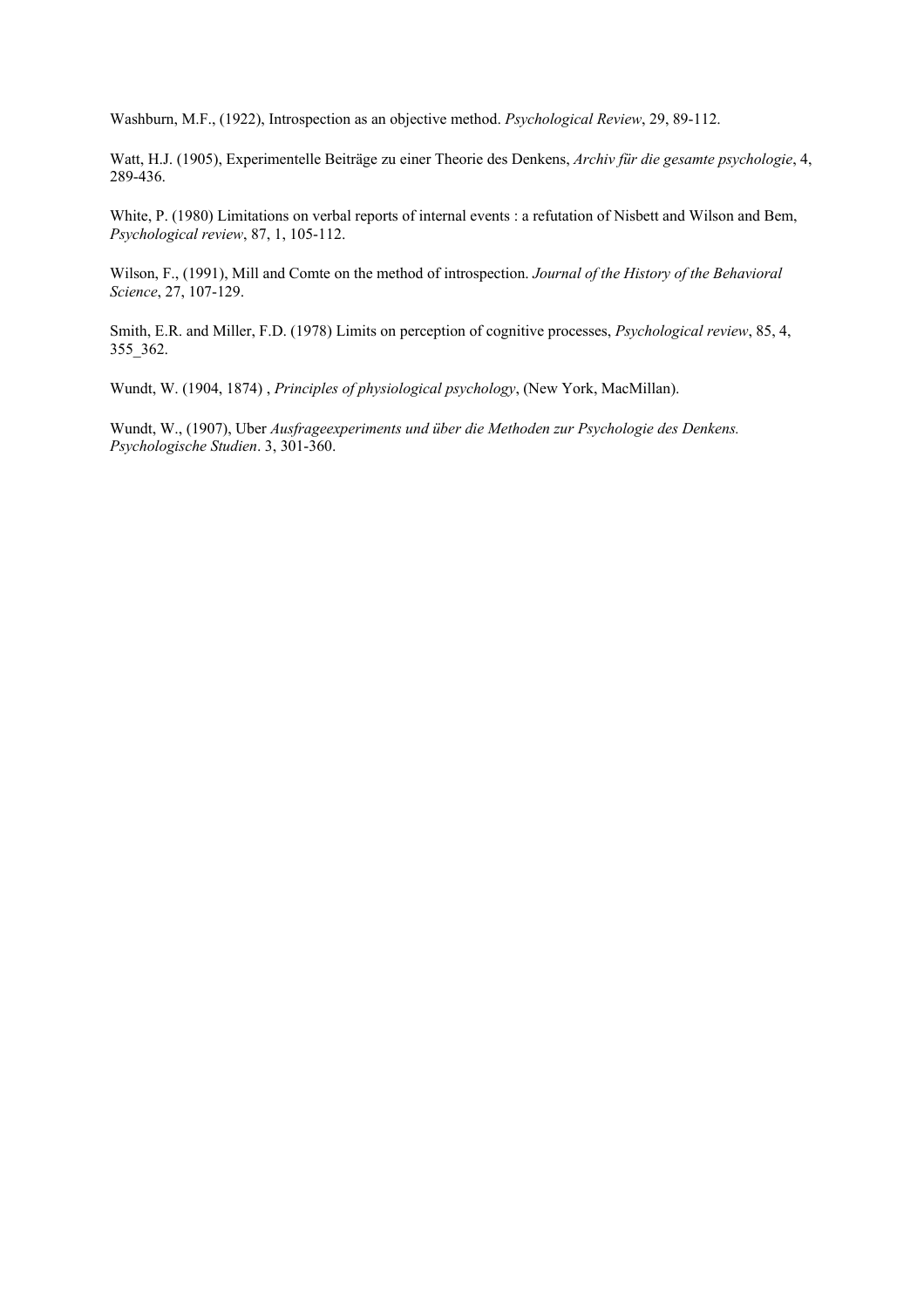Washburn, M.F., (1922), Introspection as an objective method. *Psychological Review*, 29, 89-112.

Watt, H.J. (1905), Experimentelle Beiträge zu einer Theorie des Denkens, *Archiv für die gesamte psychologie*, 4, 289-436.

White, P. (1980) Limitations on verbal reports of internal events : a refutation of Nisbett and Wilson and Bem, *Psychological review*, 87, 1, 105-112.

Wilson, F., (1991), Mill and Comte on the method of introspection. *Journal of the History of the Behavioral Science*, 27, 107-129.

Smith, E.R. and Miller, F.D. (1978) Limits on perception of cognitive processes, *Psychological review*, 85, 4, 355_362.

Wundt, W. (1904, 1874) , *Principles of physiological psychology*, (New York, MacMillan).

Wundt, W., (1907), Uber *Ausfrageexperiments und über die Methoden zur Psychologie des Denkens. Psychologische Studien*. 3, 301-360.